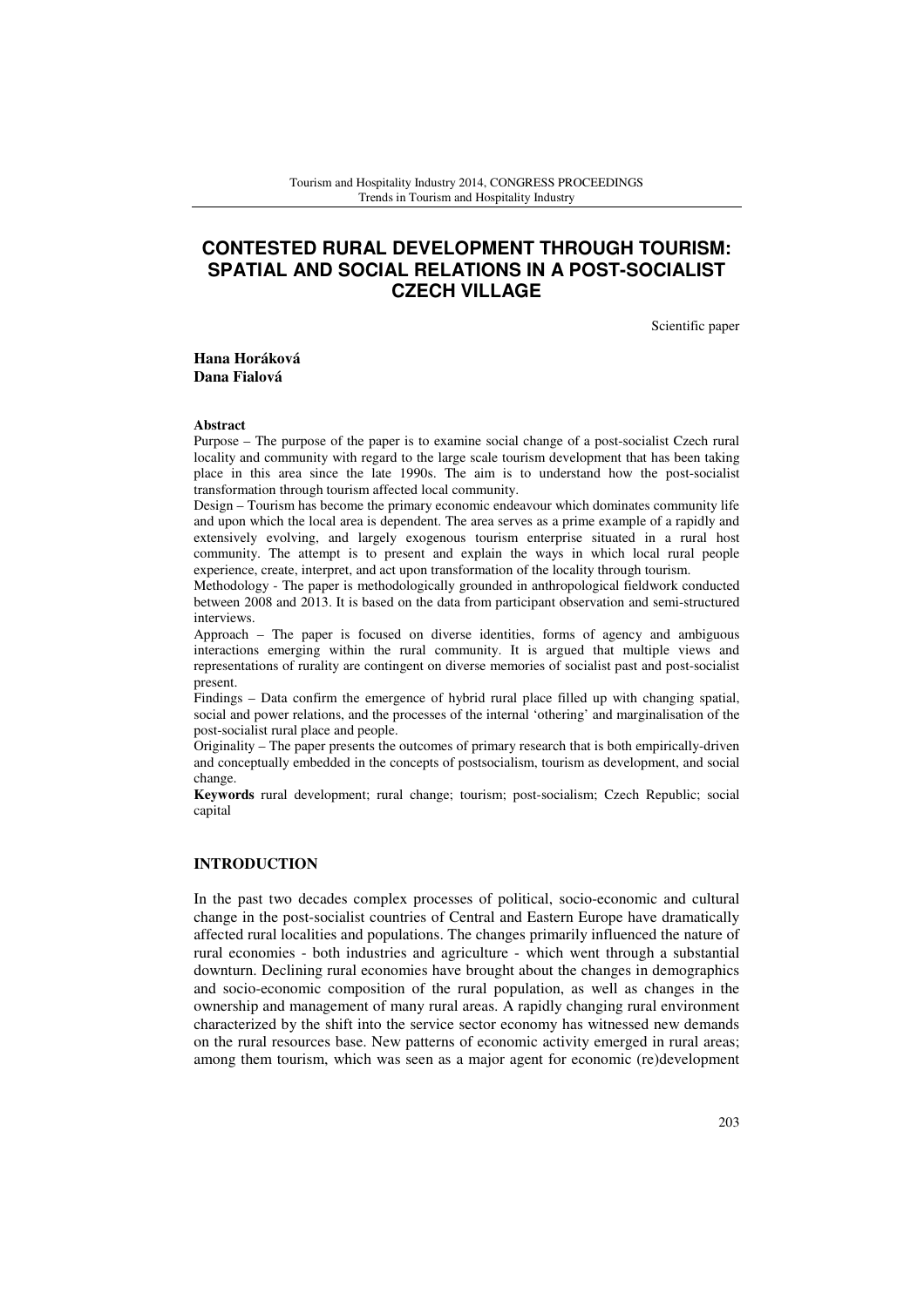# CONTESTED RURAL DEVELOPMENT THROUGH TOURISM: SPATIAL AND SOCIAL RELATIONS IN A POST-SOCIALIST CZECH VILLAGE

Scientific paper

**Hana Horáková**
**Dana Fialová**

**Abstract**

Purpose – The purpose of the paper is to examine social change of a post-socialist Czech rural locality and community with regard to the large scale tourism development that has been taking place in this area since the late 1990s. The aim is to understand how the post-socialist transformation through tourism affected local community.

Design – Tourism has become the primary economic endeavour which dominates community life and upon which the local area is dependent. The area serves as a prime example of a rapidly and extensively evolving, and largely exogenous tourism enterprise situated in a rural host community. The attempt is to present and explain the ways in which local rural people experience, create, interpret, and act upon transformation of the locality through tourism.

Methodology - The paper is methodologically grounded in anthropological fieldwork conducted between 2008 and 2013. It is based on the data from participant observation and semi-structured interviews.

Approach – The paper is focused on diverse identities, forms of agency and ambiguous interactions emerging within the rural community. It is argued that multiple views and representations of rurality are contingent on diverse memories of socialist past and post-socialist present.

Findings – Data confirm the emergence of hybrid rural place filled up with changing spatial, social and power relations, and the processes of the internal 'othering' and marginalisation of the post-socialist rural place and people.

Originality – The paper presents the outcomes of primary research that is both empirically-driven and conceptually embedded in the concepts of postsocialism, tourism as development, and social change.

**Keywords** rural development; rural change; tourism; post-socialism; Czech Republic; social capital

## INTRODUCTION

In the past two decades complex processes of political, socio-economic and cultural change in the post-socialist countries of Central and Eastern Europe have dramatically affected rural localities and populations. The changes primarily influenced the nature of rural economies - both industries and agriculture - which went through a substantial downturn. Declining rural economies have brought about the changes in demographics and socio-economic composition of the rural population, as well as changes in the ownership and management of many rural areas. A rapidly changing rural environment characterized by the shift into the service sector economy has witnessed new demands on the rural resources base. New patterns of economic activity emerged in rural areas; among them tourism, which was seen as a major agent for economic (re)development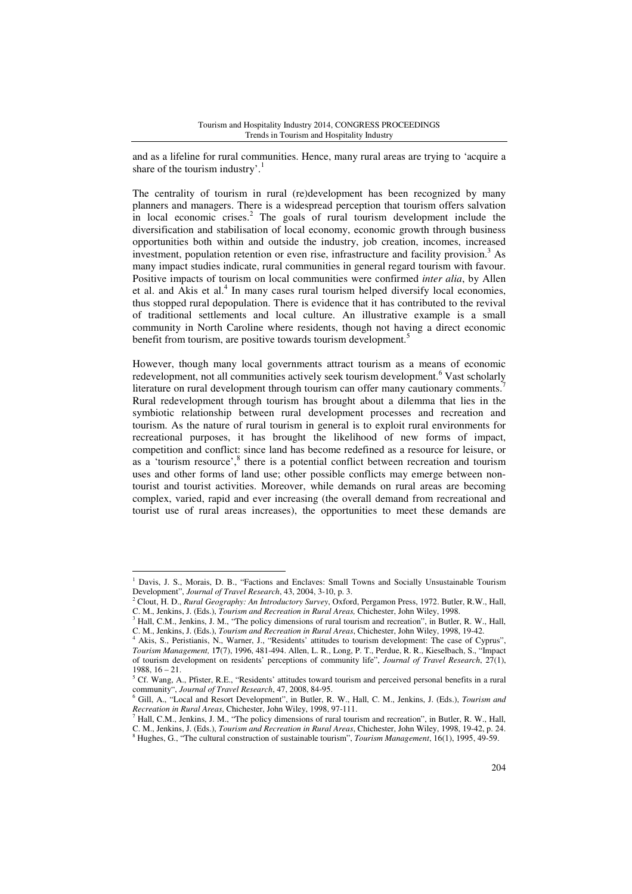and as a lifeline for rural communities. Hence, many rural areas are trying to 'acquire a share of the tourism industry'.[1]

The centrality of tourism in rural (re)development has been recognized by many planners and managers. There is a widespread perception that tourism offers salvation in local economic crises.[2] The goals of rural tourism development include the diversification and stabilisation of local economy, economic growth through business opportunities both within and outside the industry, job creation, incomes, increased investment, population retention or even rise, infrastructure and facility provision.[3] As many impact studies indicate, rural communities in general regard tourism with favour. Positive impacts of tourism on local communities were confirmed *inter alia*, by Allen et al. and Akis et al.[4] In many cases rural tourism helped diversify local economies, thus stopped rural depopulation. There is evidence that it has contributed to the revival of traditional settlements and local culture. An illustrative example is a small community in North Caroline where residents, though not having a direct economic benefit from tourism, are positive towards tourism development.[5]

However, though many local governments attract tourism as a means of economic redevelopment, not all communities actively seek tourism development.[6] Vast scholarly literature on rural development through tourism can offer many cautionary comments.[7] Rural redevelopment through tourism has brought about a dilemma that lies in the symbiotic relationship between rural development processes and recreation and tourism. As the nature of rural tourism in general is to exploit rural environments for recreational purposes, it has brought the likelihood of new forms of impact, competition and conflict: since land has become redefined as a resource for leisure, or as a 'tourism resource',[8] there is a potential conflict between recreation and tourism uses and other forms of land use; other possible conflicts may emerge between non-tourist and tourist activities. Moreover, while demands on rural areas are becoming complex, varied, rapid and ever increasing (the overall demand from recreational and tourist use of rural areas increases), the opportunities to meet these demands are

---

[1] Davis, J. S., Morais, D. B., "Factions and Enclaves: Small Towns and Socially Unsustainable Tourism Development", *Journal of Travel Research*, 43, 2004, 3-10, p. 3.

[2] Clout, H. D., *Rural Geography: An Introductory Survey*, Oxford, Pergamon Press, 1972. Butler, R.W., Hall, C. M., Jenkins, J. (Eds.), *Tourism and Recreation in Rural Areas,* Chichester, John Wiley, 1998.

[3] Hall, C.M., Jenkins, J. M., "The policy dimensions of rural tourism and recreation", in Butler, R. W., Hall, C. M., Jenkins, J. (Eds.), *Tourism and Recreation in Rural Areas*, Chichester, John Wiley, 1998, 19-42.

[4] Akis, S., Peristianis, N., Warner, J., "Residents' attitudes to tourism development: The case of Cyprus", *Tourism Management,* 17(7), 1996, 481-494. Allen, L. R., Long, P. T., Perdue, R. R., Kieselbach, S., "Impact of tourism development on residents' perceptions of community life", *Journal of Travel Research*, 27(1), 1988, 16 – 21.

[5] Cf. Wang, A., Pfister, R.E., "Residents' attitudes toward tourism and perceived personal benefits in a rural community", *Journal of Travel Research*, 47, 2008, 84-95.

[6] Gill, A., "Local and Resort Development", in Butler, R. W., Hall, C. M., Jenkins, J. (Eds.), *Tourism and Recreation in Rural Areas*, Chichester, John Wiley, 1998, 97-111.

[7] Hall, C.M., Jenkins, J. M., "The policy dimensions of rural tourism and recreation", in Butler, R. W., Hall, C. M., Jenkins, J. (Eds.), *Tourism and Recreation in Rural Areas*, Chichester, John Wiley, 1998, 19-42, p. 24.

[8] Hughes, G., "The cultural construction of sustainable tourism", *Tourism Management*, 16(1), 1995, 49-59.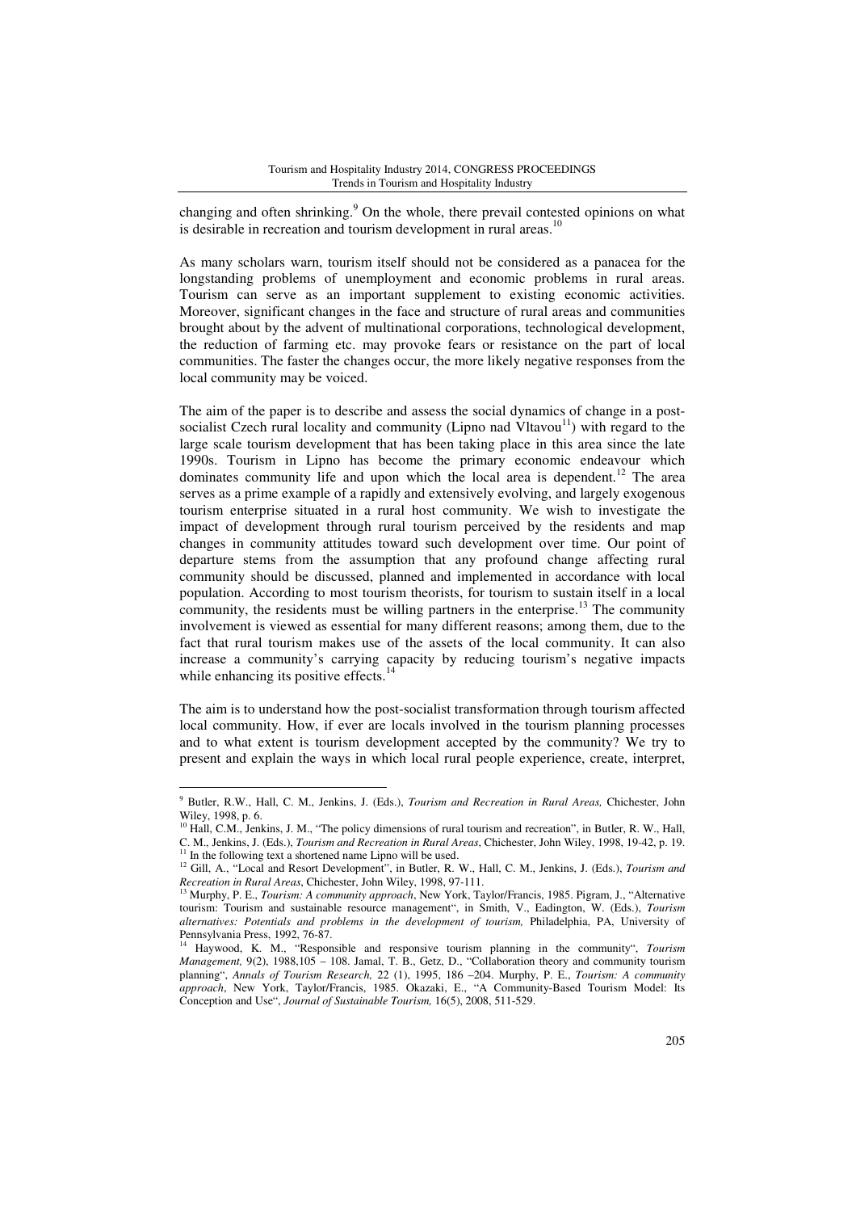changing and often shrinking.[9] On the whole, there prevail contested opinions on what is desirable in recreation and tourism development in rural areas.[10]

As many scholars warn, tourism itself should not be considered as a panacea for the longstanding problems of unemployment and economic problems in rural areas. Tourism can serve as an important supplement to existing economic activities. Moreover, significant changes in the face and structure of rural areas and communities brought about by the advent of multinational corporations, technological development, the reduction of farming etc. may provoke fears or resistance on the part of local communities. The faster the changes occur, the more likely negative responses from the local community may be voiced.

The aim of the paper is to describe and assess the social dynamics of change in a post-socialist Czech rural locality and community (Lipno nad Vltavou[11]) with regard to the large scale tourism development that has been taking place in this area since the late 1990s. Tourism in Lipno has become the primary economic endeavour which dominates community life and upon which the local area is dependent.[12] The area serves as a prime example of a rapidly and extensively evolving, and largely exogenous tourism enterprise situated in a rural host community. We wish to investigate the impact of development through rural tourism perceived by the residents and map changes in community attitudes toward such development over time. Our point of departure stems from the assumption that any profound change affecting rural community should be discussed, planned and implemented in accordance with local population. According to most tourism theorists, for tourism to sustain itself in a local community, the residents must be willing partners in the enterprise.[13] The community involvement is viewed as essential for many different reasons; among them, due to the fact that rural tourism makes use of the assets of the local community. It can also increase a community's carrying capacity by reducing tourism's negative impacts while enhancing its positive effects.[14]

The aim is to understand how the post-socialist transformation through tourism affected local community. How, if ever are locals involved in the tourism planning processes and to what extent is tourism development accepted by the community? We try to present and explain the ways in which local rural people experience, create, interpret,

---

[9] Butler, R.W., Hall, C. M., Jenkins, J. (Eds.), *Tourism and Recreation in Rural Areas,* Chichester, John Wiley, 1998, p. 6.

[10] Hall, C.M., Jenkins, J. M., "The policy dimensions of rural tourism and recreation", in Butler, R. W., Hall, C. M., Jenkins, J. (Eds.), *Tourism and Recreation in Rural Areas*, Chichester, John Wiley, 1998, 19-42, p. 19.

[11] In the following text a shortened name Lipno will be used.

[12] Gill, A., "Local and Resort Development", in Butler, R. W., Hall, C. M., Jenkins, J. (Eds.), *Tourism and Recreation in Rural Areas*, Chichester, John Wiley, 1998, 97-111.

[13] Murphy, P. E., *Tourism: A community approach*, New York, Taylor/Francis, 1985. Pigram, J., "Alternative tourism: Tourism and sustainable resource management", in Smith, V., Eadington, W. (Eds.), *Tourism alternatives: Potentials and problems in the development of tourism,* Philadelphia, PA, University of Pennsylvania Press, 1992, 76-87.

[14] Haywood, K. M., "Responsible and responsive tourism planning in the community", *Tourism Management,* 9(2), 1988,105 – 108. Jamal, T. B., Getz, D., "Collaboration theory and community tourism planning", *Annals of Tourism Research,* 22 (1), 1995, 186 –204. Murphy, P. E., *Tourism: A community approach*, New York, Taylor/Francis, 1985. Okazaki, E., "A Community-Based Tourism Model: Its Conception and Use", *Journal of Sustainable Tourism,* 16(5), 2008, 511-529.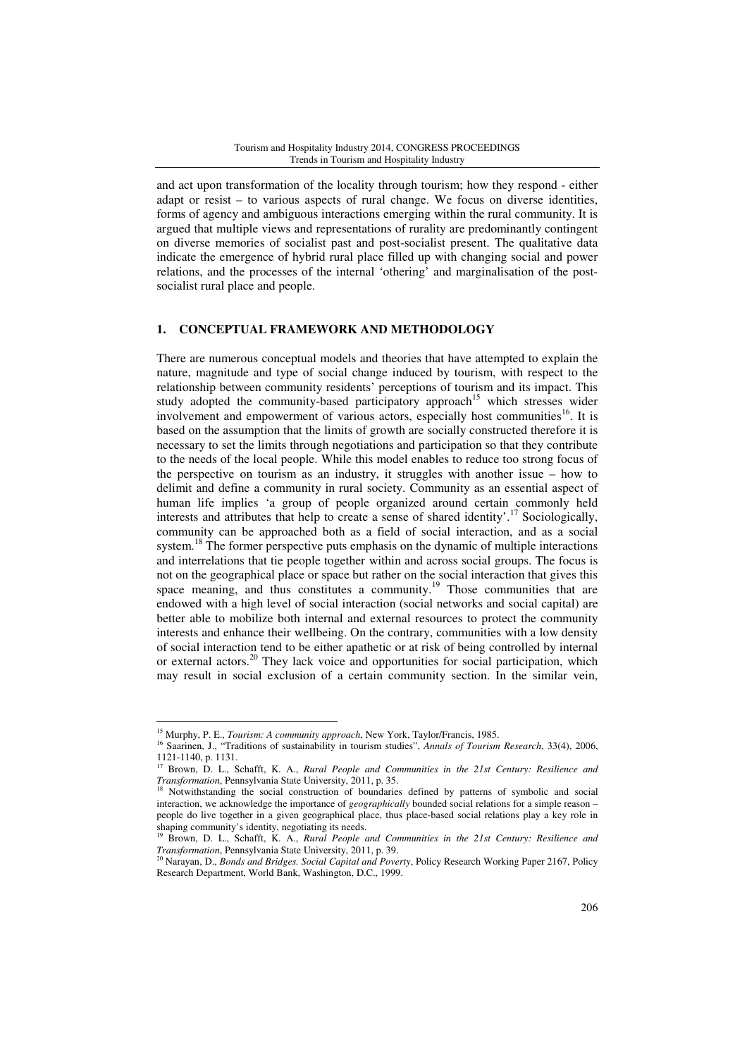and act upon transformation of the locality through tourism; how they respond - either adapt or resist – to various aspects of rural change. We focus on diverse identities, forms of agency and ambiguous interactions emerging within the rural community. It is argued that multiple views and representations of rurality are predominantly contingent on diverse memories of socialist past and post-socialist present. The qualitative data indicate the emergence of hybrid rural place filled up with changing social and power relations, and the processes of the internal 'othering' and marginalisation of the post-socialist rural place and people.

## 1. CONCEPTUAL FRAMEWORK AND METHODOLOGY

There are numerous conceptual models and theories that have attempted to explain the nature, magnitude and type of social change induced by tourism, with respect to the relationship between community residents' perceptions of tourism and its impact. This study adopted the community-based participatory approach[15] which stresses wider involvement and empowerment of various actors, especially host communities[16]. It is based on the assumption that the limits of growth are socially constructed therefore it is necessary to set the limits through negotiations and participation so that they contribute to the needs of the local people. While this model enables to reduce too strong focus of the perspective on tourism as an industry, it struggles with another issue – how to delimit and define a community in rural society. Community as an essential aspect of human life implies 'a group of people organized around certain commonly held interests and attributes that help to create a sense of shared identity'.[17] Sociologically, community can be approached both as a field of social interaction, and as a social system.[18] The former perspective puts emphasis on the dynamic of multiple interactions and interrelations that tie people together within and across social groups. The focus is not on the geographical place or space but rather on the social interaction that gives this space meaning, and thus constitutes a community.[19] Those communities that are endowed with a high level of social interaction (social networks and social capital) are better able to mobilize both internal and external resources to protect the community interests and enhance their wellbeing. On the contrary, communities with a low density of social interaction tend to be either apathetic or at risk of being controlled by internal or external actors.[20] They lack voice and opportunities for social participation, which may result in social exclusion of a certain community section. In the similar vein,

---

[15] Murphy, P. E., *Tourism: A community approach*, New York, Taylor/Francis, 1985.

[16] Saarinen, J., "Traditions of sustainability in tourism studies", *Annals of Tourism Research*, 33(4), 2006, 1121-1140, p. 1131.

[17] Brown, D. L., Schafft, K. A., *Rural People and Communities in the 21st Century: Resilience and Transformation*, Pennsylvania State University, 2011, p. 35.

[18] Notwithstanding the social construction of boundaries defined by patterns of symbolic and social interaction, we acknowledge the importance of *geographically* bounded social relations for a simple reason – people do live together in a given geographical place, thus place-based social relations play a key role in shaping community's identity, negotiating its needs.

[19] Brown, D. L., Schafft, K. A., *Rural People and Communities in the 21st Century: Resilience and Transformation*, Pennsylvania State University, 2011, p. 39.

[20] Narayan, D., *Bonds and Bridges. Social Capital and Poverty*, Policy Research Working Paper 2167, Policy Research Department, World Bank, Washington, D.C., 1999.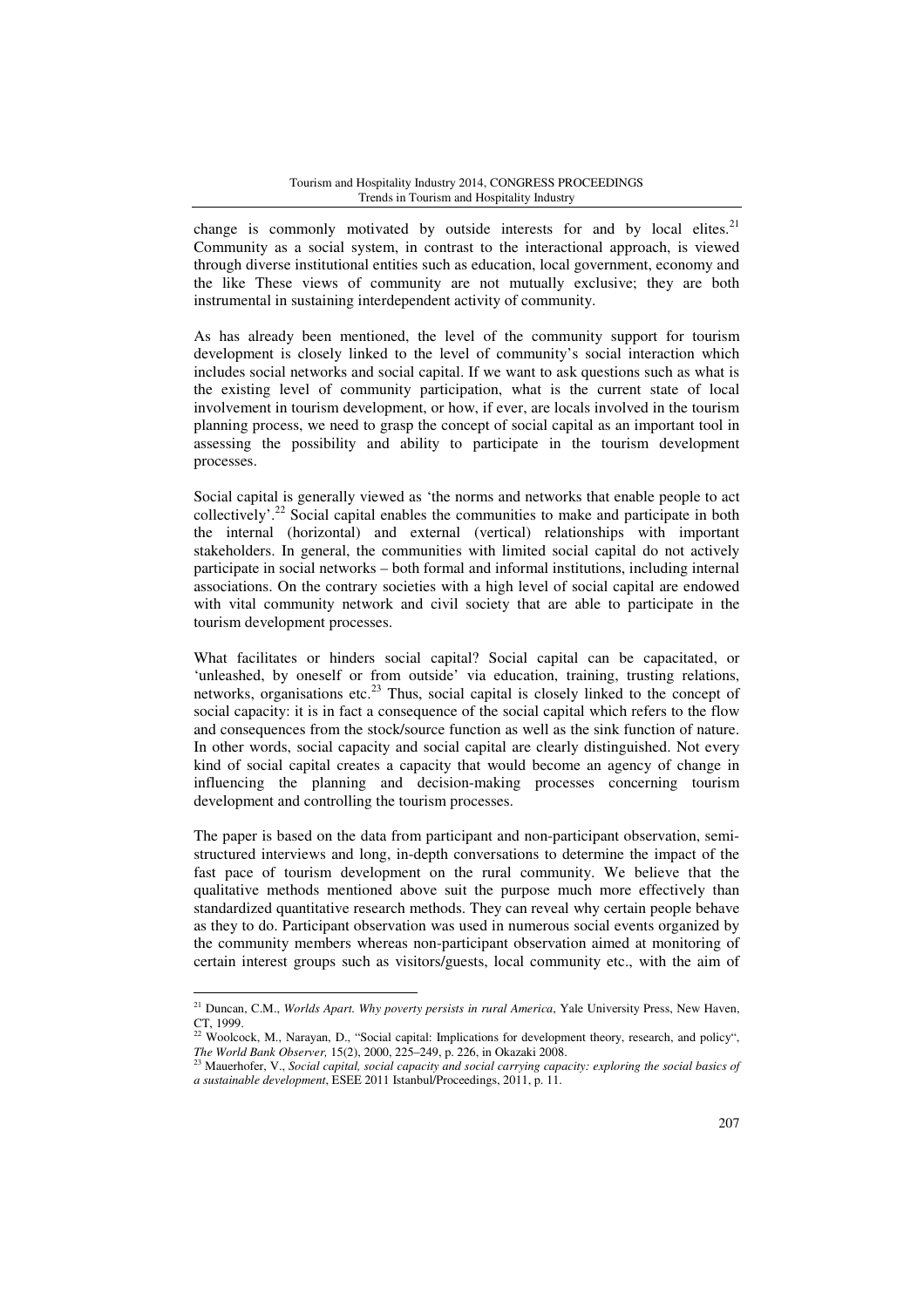change is commonly motivated by outside interests for and by local elites.[21] Community as a social system, in contrast to the interactional approach, is viewed through diverse institutional entities such as education, local government, economy and the like These views of community are not mutually exclusive; they are both instrumental in sustaining interdependent activity of community.

As has already been mentioned, the level of the community support for tourism development is closely linked to the level of community's social interaction which includes social networks and social capital. If we want to ask questions such as what is the existing level of community participation, what is the current state of local involvement in tourism development, or how, if ever, are locals involved in the tourism planning process, we need to grasp the concept of social capital as an important tool in assessing the possibility and ability to participate in the tourism development processes.

Social capital is generally viewed as 'the norms and networks that enable people to act collectively'.[22] Social capital enables the communities to make and participate in both the internal (horizontal) and external (vertical) relationships with important stakeholders. In general, the communities with limited social capital do not actively participate in social networks – both formal and informal institutions, including internal associations. On the contrary societies with a high level of social capital are endowed with vital community network and civil society that are able to participate in the tourism development processes.

What facilitates or hinders social capital? Social capital can be capacitated, or 'unleashed, by oneself or from outside' via education, training, trusting relations, networks, organisations etc.[23] Thus, social capital is closely linked to the concept of social capacity: it is in fact a consequence of the social capital which refers to the flow and consequences from the stock/source function as well as the sink function of nature. In other words, social capacity and social capital are clearly distinguished. Not every kind of social capital creates a capacity that would become an agency of change in influencing the planning and decision-making processes concerning tourism development and controlling the tourism processes.

The paper is based on the data from participant and non-participant observation, semi-structured interviews and long, in-depth conversations to determine the impact of the fast pace of tourism development on the rural community. We believe that the qualitative methods mentioned above suit the purpose much more effectively than standardized quantitative research methods. They can reveal why certain people behave as they to do. Participant observation was used in numerous social events organized by the community members whereas non-participant observation aimed at monitoring of certain interest groups such as visitors/guests, local community etc., with the aim of

---

[21] Duncan, C.M., *Worlds Apart. Why poverty persists in rural America*, Yale University Press, New Haven, CT, 1999.

[22] Woolcock, M., Narayan, D., "Social capital: Implications for development theory, research, and policy", *The World Bank Observer,* 15(2), 2000, 225–249, p. 226, in Okazaki 2008.

[23] Mauerhofer, V., *Social capital, social capacity and social carrying capacity: exploring the social basics of a sustainable development*, ESEE 2011 Istanbul/Proceedings, 2011, p. 11.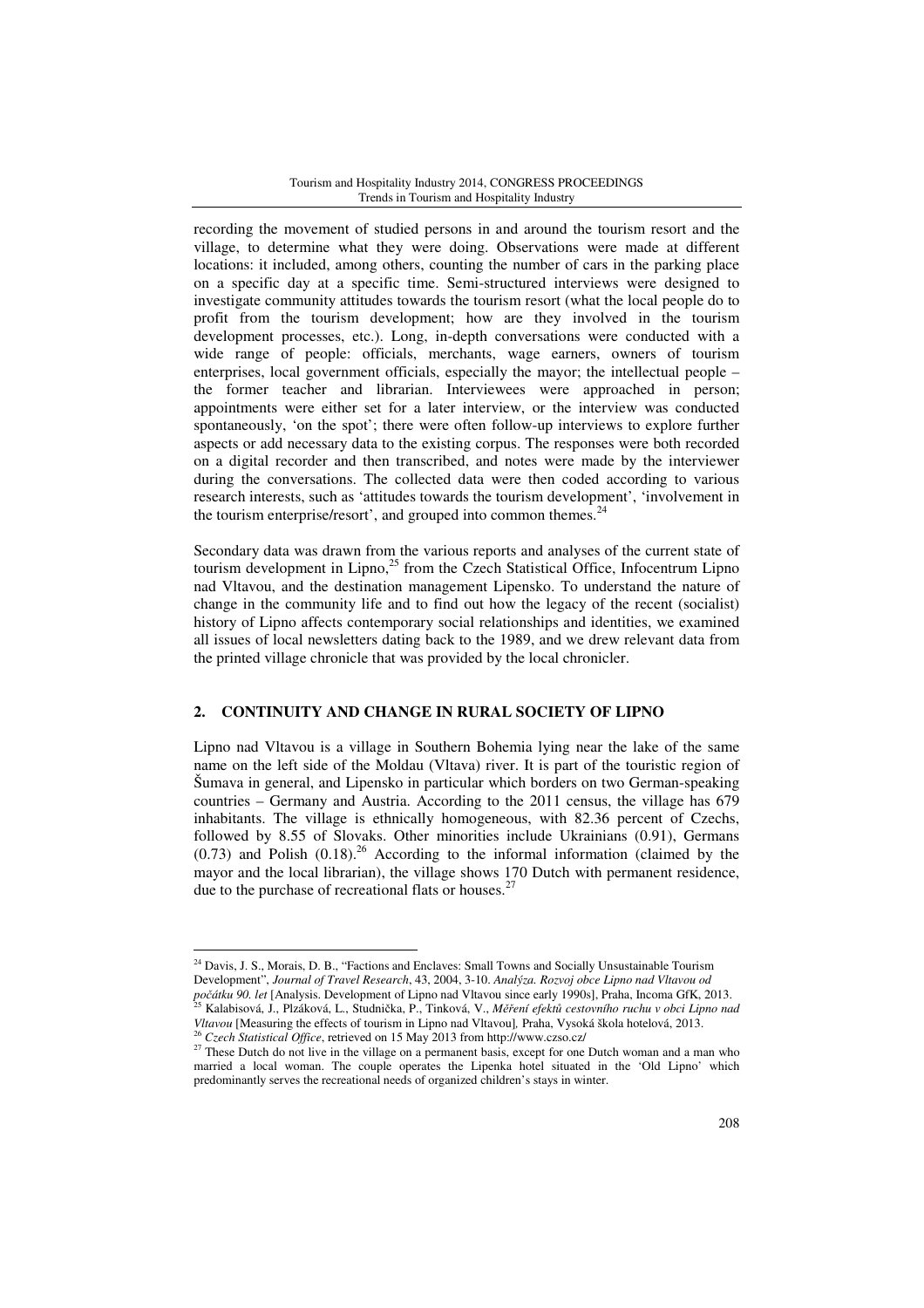recording the movement of studied persons in and around the tourism resort and the village, to determine what they were doing. Observations were made at different locations: it included, among others, counting the number of cars in the parking place on a specific day at a specific time. Semi-structured interviews were designed to investigate community attitudes towards the tourism resort (what the local people do to profit from the tourism development; how are they involved in the tourism development processes, etc.). Long, in-depth conversations were conducted with a wide range of people: officials, merchants, wage earners, owners of tourism enterprises, local government officials, especially the mayor; the intellectual people – the former teacher and librarian. Interviewees were approached in person; appointments were either set for a later interview, or the interview was conducted spontaneously, 'on the spot'; there were often follow-up interviews to explore further aspects or add necessary data to the existing corpus. The responses were both recorded on a digital recorder and then transcribed, and notes were made by the interviewer during the conversations. The collected data were then coded according to various research interests, such as 'attitudes towards the tourism development', 'involvement in the tourism enterprise/resort', and grouped into common themes.[24]

Secondary data was drawn from the various reports and analyses of the current state of tourism development in Lipno,[25] from the Czech Statistical Office, Infocentrum Lipno nad Vltavou, and the destination management Lipensko. To understand the nature of change in the community life and to find out how the legacy of the recent (socialist) history of Lipno affects contemporary social relationships and identities, we examined all issues of local newsletters dating back to the 1989, and we drew relevant data from the printed village chronicle that was provided by the local chronicler.

## 2. CONTINUITY AND CHANGE IN RURAL SOCIETY OF LIPNO

Lipno nad Vltavou is a village in Southern Bohemia lying near the lake of the same name on the left side of the Moldau (Vltava) river. It is part of the touristic region of Šumava in general, and Lipensko in particular which borders on two German-speaking countries – Germany and Austria. According to the 2011 census, the village has 679 inhabitants. The village is ethnically homogeneous, with 82.36 percent of Czechs, followed by 8.55 of Slovaks. Other minorities include Ukrainians (0.91), Germans (0.73) and Polish (0.18).[26] According to the informal information (claimed by the mayor and the local librarian), the village shows 170 Dutch with permanent residence, due to the purchase of recreational flats or houses.[27]

---

[24] Davis, J. S., Morais, D. B., "Factions and Enclaves: Small Towns and Socially Unsustainable Tourism Development", *Journal of Travel Research*, 43, 2004, 3-10. *Analýza. Rozvoj obce Lipno nad Vltavou od počátku 90. let* [Analysis. Development of Lipno nad Vltavou since early 1990s], Praha, Incoma GfK, 2013.

[25] Kalabisová, J., Plzáková, L., Studnička, P., Tinková, V., *Měření efektů cestovního ruchu v obci Lipno nad Vltavou* [Measuring the effects of tourism in Lipno nad Vltavou], Praha, Vysoká škola hotelová, 2013.

[26] *Czech Statistical Office*, retrieved on 15 May 2013 from http://www.czso.cz/

[27] These Dutch do not live in the village on a permanent basis, except for one Dutch woman and a man who married a local woman. The couple operates the Lipenka hotel situated in the 'Old Lipno' which predominantly serves the recreational needs of organized children's stays in winter.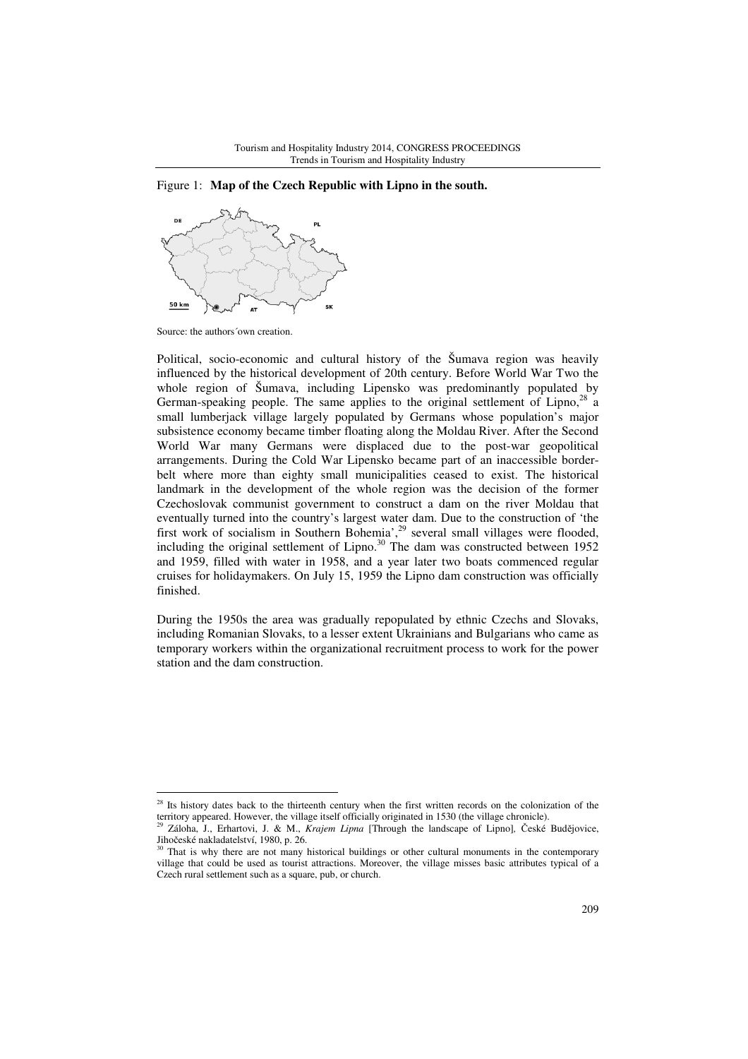Figure 1: **Map of the Czech Republic with Lipno in the south.**

Source: the authors´own creation.

Political, socio-economic and cultural history of the Šumava region was heavily influenced by the historical development of 20th century. Before World War Two the whole region of Šumava, including Lipensko was predominantly populated by German-speaking people. The same applies to the original settlement of Lipno,[28] a small lumberjack village largely populated by Germans whose population's major subsistence economy became timber floating along the Moldau River. After the Second World War many Germans were displaced due to the post-war geopolitical arrangements. During the Cold War Lipensko became part of an inaccessible border-belt where more than eighty small municipalities ceased to exist. The historical landmark in the development of the whole region was the decision of the former Czechoslovak communist government to construct a dam on the river Moldau that eventually turned into the country's largest water dam. Due to the construction of 'the first work of socialism in Southern Bohemia',[29] several small villages were flooded, including the original settlement of Lipno.[30] The dam was constructed between 1952 and 1959, filled with water in 1958, and a year later two boats commenced regular cruises for holidaymakers. On July 15, 1959 the Lipno dam construction was officially finished.

During the 1950s the area was gradually repopulated by ethnic Czechs and Slovaks, including Romanian Slovaks, to a lesser extent Ukrainians and Bulgarians who came as temporary workers within the organizational recruitment process to work for the power station and the dam construction.

---

[28] Its history dates back to the thirteenth century when the first written records on the colonization of the territory appeared. However, the village itself officially originated in 1530 (the village chronicle).

[29] Záloha, J., Erhartovi, J. & M., *Krajem Lipna* [Through the landscape of Lipno], České Budějovice, Jihočeské nakladatelství, 1980, p. 26.

[30] That is why there are not many historical buildings or other cultural monuments in the contemporary village that could be used as tourist attractions. Moreover, the village misses basic attributes typical of a Czech rural settlement such as a square, pub, or church.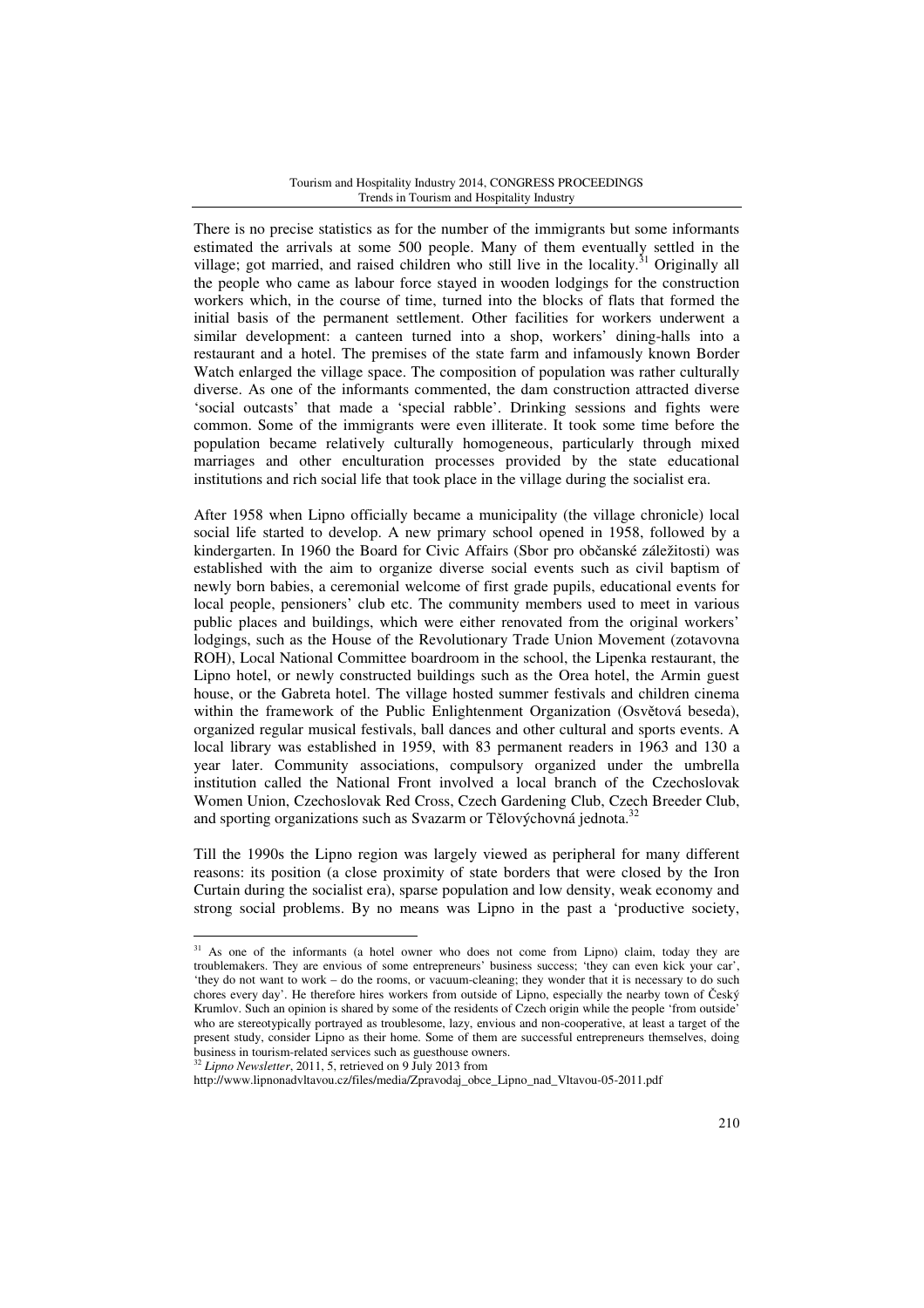There is no precise statistics as for the number of the immigrants but some informants estimated the arrivals at some 500 people. Many of them eventually settled in the village; got married, and raised children who still live in the locality.[31] Originally all the people who came as labour force stayed in wooden lodgings for the construction workers which, in the course of time, turned into the blocks of flats that formed the initial basis of the permanent settlement. Other facilities for workers underwent a similar development: a canteen turned into a shop, workers' dining-halls into a restaurant and a hotel. The premises of the state farm and infamously known Border Watch enlarged the village space. The composition of population was rather culturally diverse. As one of the informants commented, the dam construction attracted diverse 'social outcasts' that made a 'special rabble'. Drinking sessions and fights were common. Some of the immigrants were even illiterate. It took some time before the population became relatively culturally homogeneous, particularly through mixed marriages and other enculturation processes provided by the state educational institutions and rich social life that took place in the village during the socialist era.

After 1958 when Lipno officially became a municipality (the village chronicle) local social life started to develop. A new primary school opened in 1958, followed by a kindergarten. In 1960 the Board for Civic Affairs (Sbor pro občanské záležitosti) was established with the aim to organize diverse social events such as civil baptism of newly born babies, a ceremonial welcome of first grade pupils, educational events for local people, pensioners' club etc. The community members used to meet in various public places and buildings, which were either renovated from the original workers' lodgings, such as the House of the Revolutionary Trade Union Movement (zotavovna ROH), Local National Committee boardroom in the school, the Lipenka restaurant, the Lipno hotel, or newly constructed buildings such as the Orea hotel, the Armin guest house, or the Gabreta hotel. The village hosted summer festivals and children cinema within the framework of the Public Enlightenment Organization (Osvětová beseda), organized regular musical festivals, ball dances and other cultural and sports events. A local library was established in 1959, with 83 permanent readers in 1963 and 130 a year later. Community associations, compulsory organized under the umbrella institution called the National Front involved a local branch of the Czechoslovak Women Union, Czechoslovak Red Cross, Czech Gardening Club, Czech Breeder Club, and sporting organizations such as Svazarm or Tělovýchovná jednota.[32]

Till the 1990s the Lipno region was largely viewed as peripheral for many different reasons: its position (a close proximity of state borders that were closed by the Iron Curtain during the socialist era), sparse population and low density, weak economy and strong social problems. By no means was Lipno in the past a 'productive society,

---

[31] As one of the informants (a hotel owner who does not come from Lipno) claim, today they are troublemakers. They are envious of some entrepreneurs' business success; 'they can even kick your car', 'they do not want to work – do the rooms, or vacuum-cleaning; they wonder that it is necessary to do such chores every day'. He therefore hires workers from outside of Lipno, especially the nearby town of Český Krumlov. Such an opinion is shared by some of the residents of Czech origin while the people 'from outside' who are stereotypically portrayed as troublesome, lazy, envious and non-cooperative, at least a target of the present study, consider Lipno as their home. Some of them are successful entrepreneurs themselves, doing business in tourism-related services such as guesthouse owners.

[32] *Lipno Newsletter*, 2011, 5, retrieved on 9 July 2013 from http://www.lipnonadvltavou.cz/files/media/Zpravodaj_obce_Lipno_nad_Vltavou-05-2011.pdf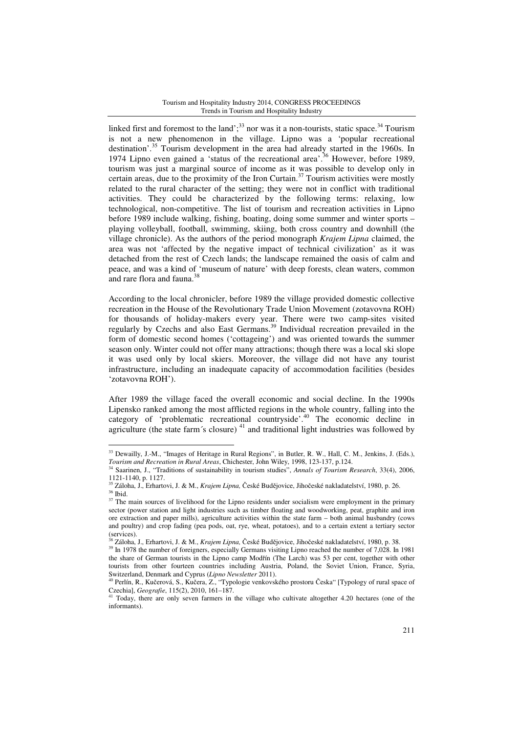linked first and foremost to the land';[33] nor was it a non-tourists, static space.[34] Tourism is not a new phenomenon in the village. Lipno was a 'popular recreational destination'.[35] Tourism development in the area had already started in the 1960s. In 1974 Lipno even gained a 'status of the recreational area'.[36] However, before 1989, tourism was just a marginal source of income as it was possible to develop only in certain areas, due to the proximity of the Iron Curtain.[37] Tourism activities were mostly related to the rural character of the setting; they were not in conflict with traditional activities. They could be characterized by the following terms: relaxing, low technological, non-competitive. The list of tourism and recreation activities in Lipno before 1989 include walking, fishing, boating, doing some summer and winter sports – playing volleyball, football, swimming, skiing, both cross country and downhill (the village chronicle). As the authors of the period monograph *Krajem Lipna* claimed, the area was not 'affected by the negative impact of technical civilization' as it was detached from the rest of Czech lands; the landscape remained the oasis of calm and peace, and was a kind of 'museum of nature' with deep forests, clean waters, common and rare flora and fauna.[38]

According to the local chronicler, before 1989 the village provided domestic collective recreation in the House of the Revolutionary Trade Union Movement (zotavovna ROH) for thousands of holiday-makers every year. There were two camp-sites visited regularly by Czechs and also East Germans.[39] Individual recreation prevailed in the form of domestic second homes ('cottageing') and was oriented towards the summer season only. Winter could not offer many attractions; though there was a local ski slope it was used only by local skiers. Moreover, the village did not have any tourist infrastructure, including an inadequate capacity of accommodation facilities (besides 'zotavovna ROH').

After 1989 the village faced the overall economic and social decline. In the 1990s Lipensko ranked among the most afflicted regions in the whole country, falling into the category of 'problematic recreational countryside'.[40] The economic decline in agriculture (the state farm´s closure) [41] and traditional light industries was followed by

---

[33] Dewailly, J.-M., "Images of Heritage in Rural Regions", in Butler, R. W., Hall, C. M., Jenkins, J. (Eds.), *Tourism and Recreation in Rural Areas*, Chichester, John Wiley, 1998, 123-137, p.124.

[34] Saarinen, J., "Traditions of sustainability in tourism studies", *Annals of Tourism Research*, 33(4), 2006, 1121-1140, p. 1127.

[35] Záloha, J., Erhartovi, J. & M., *Krajem Lipna,* České Budějovice, Jihočeské nakladatelství, 1980, p. 26.

[36] Ibid.

[37] The main sources of livelihood for the Lipno residents under socialism were employment in the primary sector (power station and light industries such as timber floating and woodworking, peat, graphite and iron ore extraction and paper mills), agriculture activities within the state farm – both animal husbandry (cows and poultry) and crop fading (pea pods, oat, rye, wheat, potatoes), and to a certain extent a tertiary sector (services).

[38] Záloha, J., Erhartovi, J. & M., *Krajem Lipna,* České Budějovice, Jihočeské nakladatelství, 1980, p. 38.

[39] In 1978 the number of foreigners, especially Germans visiting Lipno reached the number of 7,028. In 1981 the share of German tourists in the Lipno camp Modřín (The Larch) was 53 per cent, together with other tourists from other fourteen countries including Austria, Poland, the Soviet Union, France, Syria, Switzerland, Denmark and Cyprus (*Lipno Newsletter* 2011).

[40] Perlín, R., Kučerová, S., Kučera, Z., "Typologie venkovského prostoru Česka" [Typology of rural space of Czechia], *Geografie*, 115(2), 2010, 161–187.

[41] Today, there are only seven farmers in the village who cultivate altogether 4.20 hectares (one of the informants).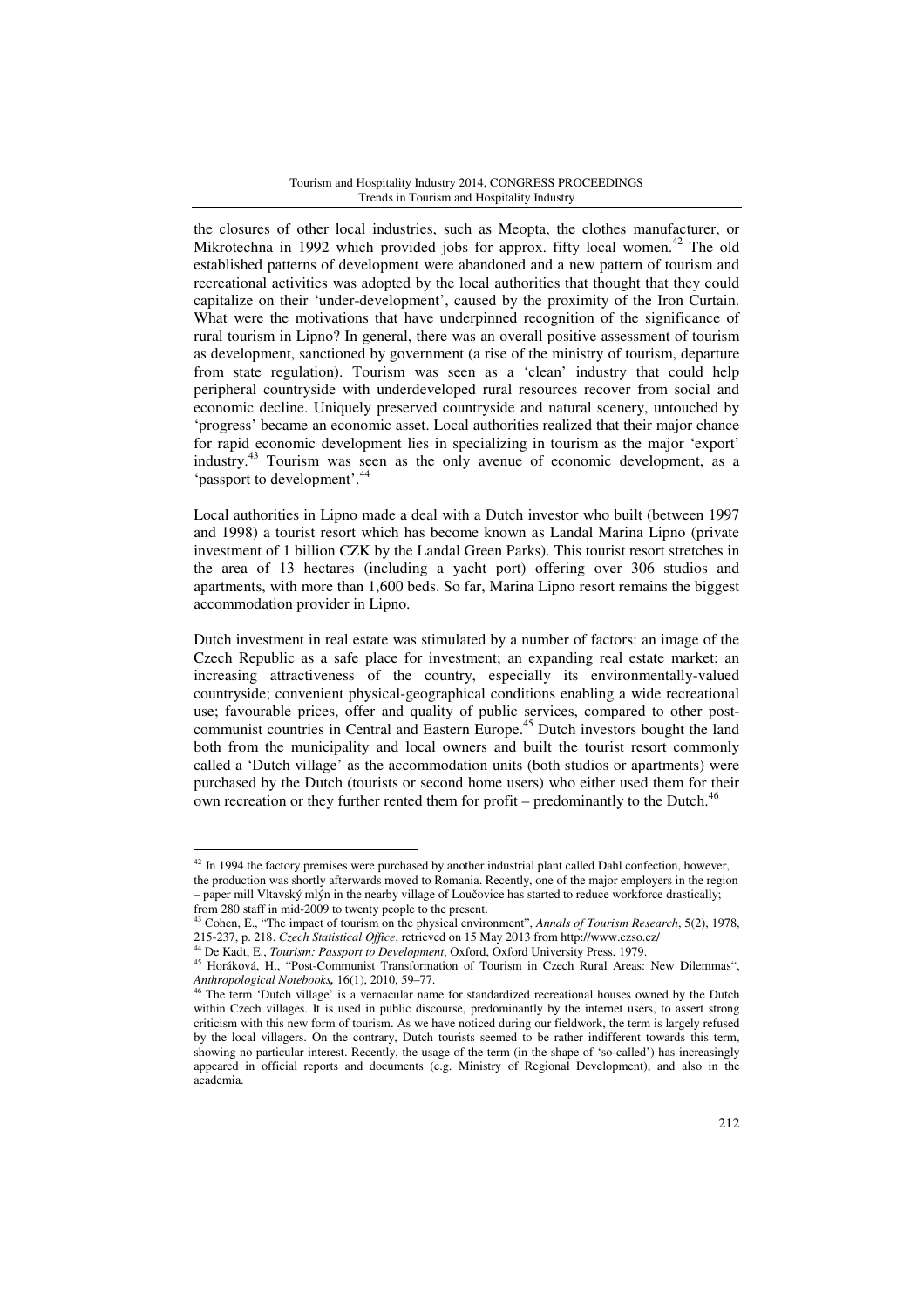the closures of other local industries, such as Meopta, the clothes manufacturer, or Mikrotechna in 1992 which provided jobs for approx. fifty local women.[42] The old established patterns of development were abandoned and a new pattern of tourism and recreational activities was adopted by the local authorities that thought that they could capitalize on their 'under-development', caused by the proximity of the Iron Curtain. What were the motivations that have underpinned recognition of the significance of rural tourism in Lipno? In general, there was an overall positive assessment of tourism as development, sanctioned by government (a rise of the ministry of tourism, departure from state regulation). Tourism was seen as a 'clean' industry that could help peripheral countryside with underdeveloped rural resources recover from social and economic decline. Uniquely preserved countryside and natural scenery, untouched by 'progress' became an economic asset. Local authorities realized that their major chance for rapid economic development lies in specializing in tourism as the major 'export' industry.[43] Tourism was seen as the only avenue of economic development, as a 'passport to development'.[44]

Local authorities in Lipno made a deal with a Dutch investor who built (between 1997 and 1998) a tourist resort which has become known as Landal Marina Lipno (private investment of 1 billion CZK by the Landal Green Parks). This tourist resort stretches in the area of 13 hectares (including a yacht port) offering over 306 studios and apartments, with more than 1,600 beds. So far, Marina Lipno resort remains the biggest accommodation provider in Lipno.

Dutch investment in real estate was stimulated by a number of factors: an image of the Czech Republic as a safe place for investment; an expanding real estate market; an increasing attractiveness of the country, especially its environmentally-valued countryside; convenient physical-geographical conditions enabling a wide recreational use; favourable prices, offer and quality of public services, compared to other post-communist countries in Central and Eastern Europe.[45] Dutch investors bought the land both from the municipality and local owners and built the tourist resort commonly called a 'Dutch village' as the accommodation units (both studios or apartments) were purchased by the Dutch (tourists or second home users) who either used them for their own recreation or they further rented them for profit – predominantly to the Dutch.[46]

---

[42] In 1994 the factory premises were purchased by another industrial plant called Dahl confection, however, the production was shortly afterwards moved to Romania. Recently, one of the major employers in the region – paper mill Vltavský mlýn in the nearby village of Loučovice has started to reduce workforce drastically; from 280 staff in mid-2009 to twenty people to the present.

[43] Cohen, E., "The impact of tourism on the physical environment", *Annals of Tourism Research*, 5(2), 1978, 215-237, p. 218. *Czech Statistical Office*, retrieved on 15 May 2013 from http://www.czso.cz/

[44] De Kadt, E., *Tourism: Passport to Development*, Oxford, Oxford University Press, 1979.

[45] Horáková, H., "Post-Communist Transformation of Tourism in Czech Rural Areas: New Dilemmas", *Anthropological Notebooks,* 16(1), 2010, 59–77.

[46] The term 'Dutch village' is a vernacular name for standardized recreational houses owned by the Dutch within Czech villages. It is used in public discourse, predominantly by the internet users, to assert strong criticism with this new form of tourism. As we have noticed during our fieldwork, the term is largely refused by the local villagers. On the contrary, Dutch tourists seemed to be rather indifferent towards this term, showing no particular interest. Recently, the usage of the term (in the shape of 'so-called') has increasingly appeared in official reports and documents (e.g. Ministry of Regional Development), and also in the academia.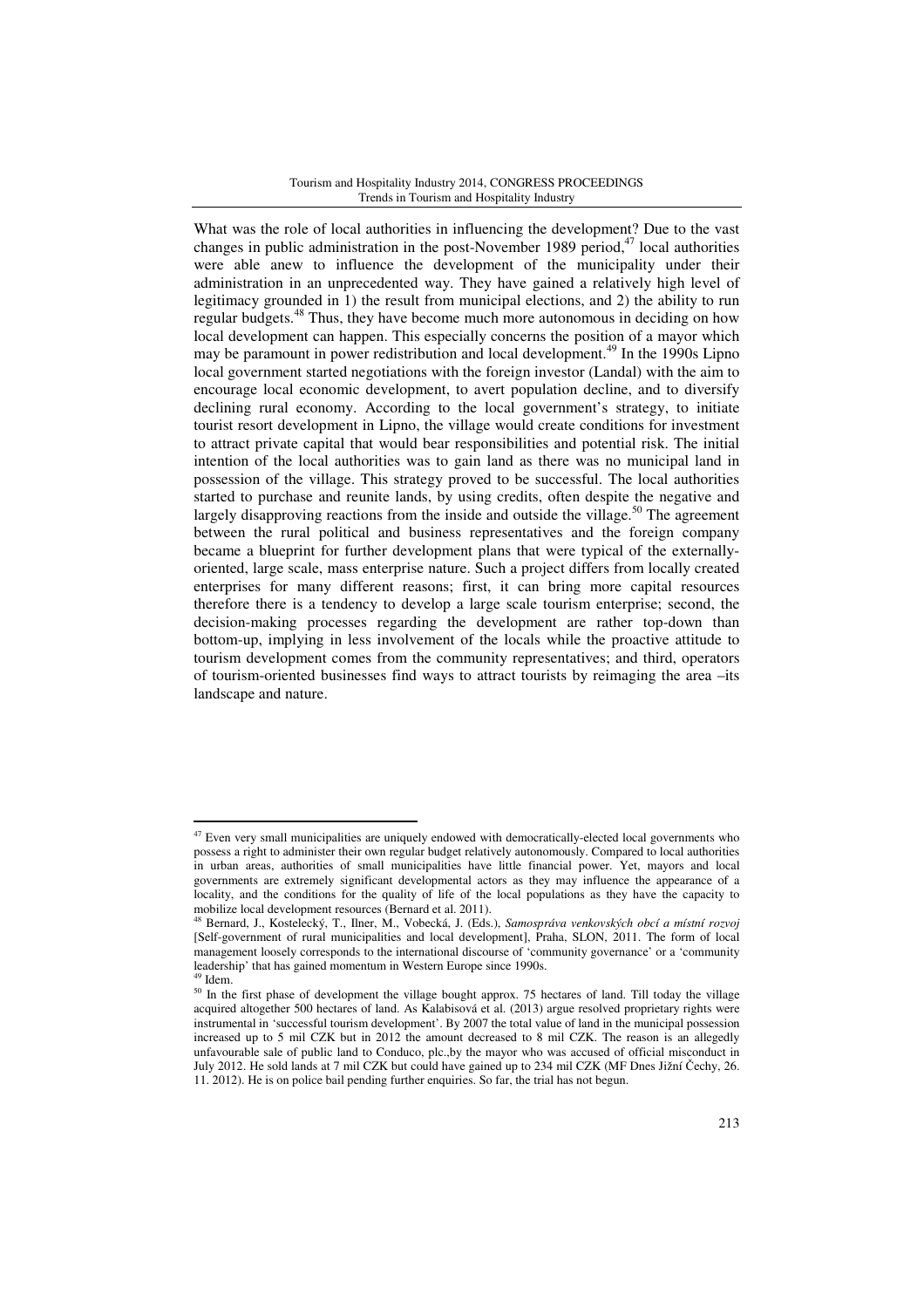What was the role of local authorities in influencing the development? Due to the vast changes in public administration in the post-November 1989 period,[47] local authorities were able anew to influence the development of the municipality under their administration in an unprecedented way. They have gained a relatively high level of legitimacy grounded in 1) the result from municipal elections, and 2) the ability to run regular budgets.[48] Thus, they have become much more autonomous in deciding on how local development can happen. This especially concerns the position of a mayor which may be paramount in power redistribution and local development.[49] In the 1990s Lipno local government started negotiations with the foreign investor (Landal) with the aim to encourage local economic development, to avert population decline, and to diversify declining rural economy. According to the local government's strategy, to initiate tourist resort development in Lipno, the village would create conditions for investment to attract private capital that would bear responsibilities and potential risk. The initial intention of the local authorities was to gain land as there was no municipal land in possession of the village. This strategy proved to be successful. The local authorities started to purchase and reunite lands, by using credits, often despite the negative and largely disapproving reactions from the inside and outside the village.[50] The agreement between the rural political and business representatives and the foreign company became a blueprint for further development plans that were typical of the externally-oriented, large scale, mass enterprise nature. Such a project differs from locally created enterprises for many different reasons; first, it can bring more capital resources therefore there is a tendency to develop a large scale tourism enterprise; second, the decision-making processes regarding the development are rather top-down than bottom-up, implying in less involvement of the locals while the proactive attitude to tourism development comes from the community representatives; and third, operators of tourism-oriented businesses find ways to attract tourists by reimaging the area –its landscape and nature.

---

[47] Even very small municipalities are uniquely endowed with democratically-elected local governments who possess a right to administer their own regular budget relatively autonomously. Compared to local authorities in urban areas, authorities of small municipalities have little financial power. Yet, mayors and local governments are extremely significant developmental actors as they may influence the appearance of a locality, and the conditions for the quality of life of the local populations as they have the capacity to mobilize local development resources (Bernard et al. 2011).

[48] Bernard, J., Kostelecký, T., Ilner, M., Vobecká, J. (Eds.), *Samospráva venkovských obcí a místní rozvoj* [Self-government of rural municipalities and local development], Praha, SLON, 2011. The form of local management loosely corresponds to the international discourse of 'community governance' or a 'community leadership' that has gained momentum in Western Europe since 1990s.

[49] Idem.

[50] In the first phase of development the village bought approx. 75 hectares of land. Till today the village acquired altogether 500 hectares of land. As Kalabisová et al. (2013) argue resolved proprietary rights were instrumental in 'successful tourism development'. By 2007 the total value of land in the municipal possession increased up to 5 mil CZK but in 2012 the amount decreased to 8 mil CZK. The reason is an allegedly unfavourable sale of public land to Conduco, plc.,by the mayor who was accused of official misconduct in July 2012. He sold lands at 7 mil CZK but could have gained up to 234 mil CZK (MF Dnes Jižní Čechy, 26. 11. 2012). He is on police bail pending further enquiries. So far, the trial has not begun.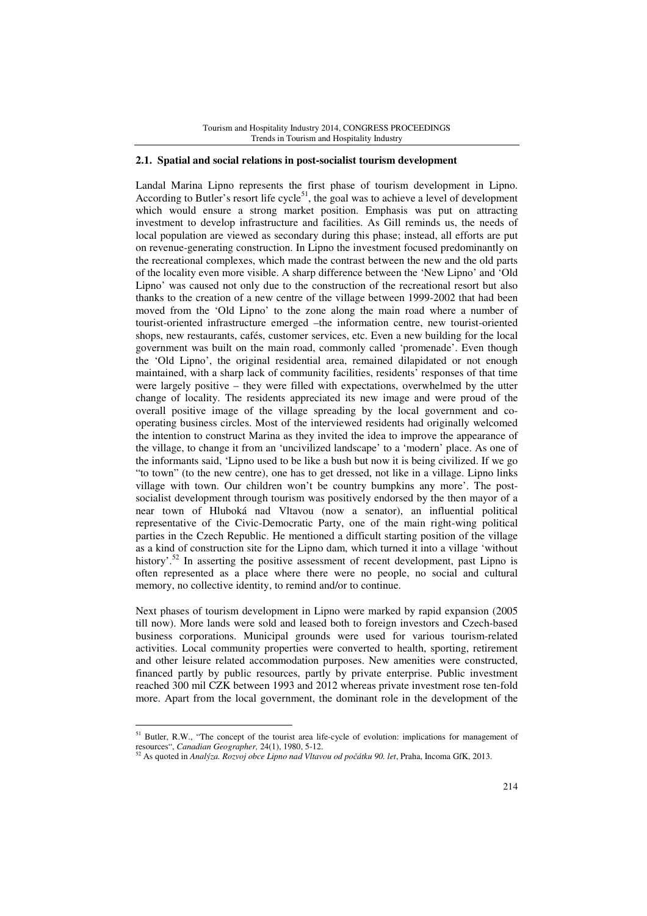### 2.1. Spatial and social relations in post-socialist tourism development

Landal Marina Lipno represents the first phase of tourism development in Lipno. According to Butler's resort life cycle[51], the goal was to achieve a level of development which would ensure a strong market position. Emphasis was put on attracting investment to develop infrastructure and facilities. As Gill reminds us, the needs of local population are viewed as secondary during this phase; instead, all efforts are put on revenue-generating construction. In Lipno the investment focused predominantly on the recreational complexes, which made the contrast between the new and the old parts of the locality even more visible. A sharp difference between the 'New Lipno' and 'Old Lipno' was caused not only due to the construction of the recreational resort but also thanks to the creation of a new centre of the village between 1999-2002 that had been moved from the 'Old Lipno' to the zone along the main road where a number of tourist-oriented infrastructure emerged –the information centre, new tourist-oriented shops, new restaurants, cafés, customer services, etc. Even a new building for the local government was built on the main road, commonly called 'promenade'. Even though the 'Old Lipno', the original residential area, remained dilapidated or not enough maintained, with a sharp lack of community facilities, residents' responses of that time were largely positive – they were filled with expectations, overwhelmed by the utter change of locality. The residents appreciated its new image and were proud of the overall positive image of the village spreading by the local government and co-operating business circles. Most of the interviewed residents had originally welcomed the intention to construct Marina as they invited the idea to improve the appearance of the village, to change it from an 'uncivilized landscape' to a 'modern' place. As one of the informants said, 'Lipno used to be like a bush but now it is being civilized. If we go "to town" (to the new centre), one has to get dressed, not like in a village. Lipno links village with town. Our children won't be country bumpkins any more'. The post-socialist development through tourism was positively endorsed by the then mayor of a near town of Hluboká nad Vltavou (now a senator), an influential political representative of the Civic-Democratic Party, one of the main right-wing political parties in the Czech Republic. He mentioned a difficult starting position of the village as a kind of construction site for the Lipno dam, which turned it into a village 'without history'.[52] In asserting the positive assessment of recent development, past Lipno is often represented as a place where there were no people, no social and cultural memory, no collective identity, to remind and/or to continue.

Next phases of tourism development in Lipno were marked by rapid expansion (2005 till now). More lands were sold and leased both to foreign investors and Czech-based business corporations. Municipal grounds were used for various tourism-related activities. Local community properties were converted to health, sporting, retirement and other leisure related accommodation purposes. New amenities were constructed, financed partly by public resources, partly by private enterprise. Public investment reached 300 mil CZK between 1993 and 2012 whereas private investment rose ten-fold more. Apart from the local government, the dominant role in the development of the

---

[51] Butler, R.W., "The concept of the tourist area life-cycle of evolution: implications for management of resources", *Canadian Geographer,* 24(1), 1980, 5-12.

[52] As quoted in *Analýza. Rozvoj obce Lipno nad Vltavou od počátku 90. let*, Praha, Incoma GfK, 2013.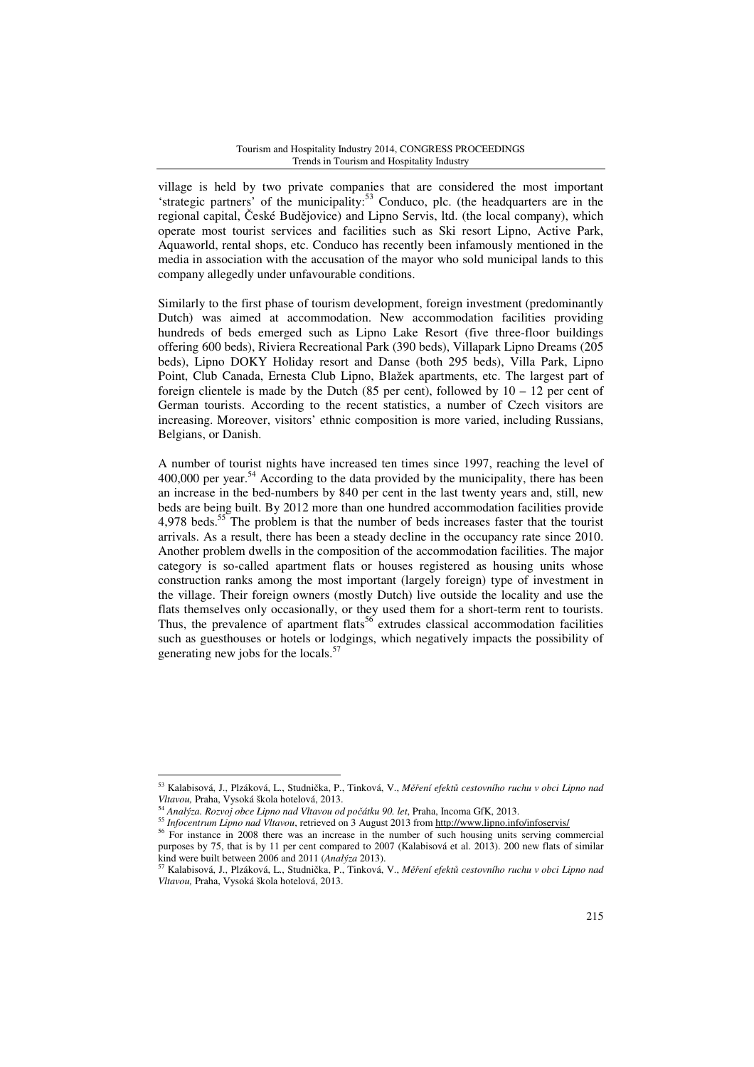village is held by two private companies that are considered the most important 'strategic partners' of the municipality:[53] Conduco, plc. (the headquarters are in the regional capital, České Budějovice) and Lipno Servis, ltd. (the local company), which operate most tourist services and facilities such as Ski resort Lipno, Active Park, Aquaworld, rental shops, etc. Conduco has recently been infamously mentioned in the media in association with the accusation of the mayor who sold municipal lands to this company allegedly under unfavourable conditions.

Similarly to the first phase of tourism development, foreign investment (predominantly Dutch) was aimed at accommodation. New accommodation facilities providing hundreds of beds emerged such as Lipno Lake Resort (five three-floor buildings offering 600 beds), Riviera Recreational Park (390 beds), Villapark Lipno Dreams (205 beds), Lipno DOKY Holiday resort and Danse (both 295 beds), Villa Park, Lipno Point, Club Canada, Ernesta Club Lipno, Blažek apartments, etc. The largest part of foreign clientele is made by the Dutch (85 per cent), followed by 10 – 12 per cent of German tourists. According to the recent statistics, a number of Czech visitors are increasing. Moreover, visitors' ethnic composition is more varied, including Russians, Belgians, or Danish.

A number of tourist nights have increased ten times since 1997, reaching the level of 400,000 per year.[54] According to the data provided by the municipality, there has been an increase in the bed-numbers by 840 per cent in the last twenty years and, still, new beds are being built. By 2012 more than one hundred accommodation facilities provide 4,978 beds.[55] The problem is that the number of beds increases faster that the tourist arrivals. As a result, there has been a steady decline in the occupancy rate since 2010. Another problem dwells in the composition of the accommodation facilities. The major category is so-called apartment flats or houses registered as housing units whose construction ranks among the most important (largely foreign) type of investment in the village. Their foreign owners (mostly Dutch) live outside the locality and use the flats themselves only occasionally, or they used them for a short-term rent to tourists. Thus, the prevalence of apartment flats[56] extrudes classical accommodation facilities such as guesthouses or hotels or lodgings, which negatively impacts the possibility of generating new jobs for the locals.[57]

---

[53] Kalabisová, J., Plzáková, L., Studnička, P., Tinková, V., *Měření efektů cestovního ruchu v obci Lipno nad Vltavou,* Praha, Vysoká škola hotelová, 2013.

[54] *Analýza. Rozvoj obce Lipno nad Vltavou od počátku 90. let*, Praha, Incoma GfK, 2013.

[55] *Infocentrum Lipno nad Vltavou*, retrieved on 3 August 2013 from http://www.lipno.info/infoservis/

[56] For instance in 2008 there was an increase in the number of such housing units serving commercial purposes by 75, that is by 11 per cent compared to 2007 (Kalabisová et al. 2013). 200 new flats of similar kind were built between 2006 and 2011 (*Analýza* 2013).

[57] Kalabisová, J., Plzáková, L., Studnička, P., Tinková, V., *Měření efektů cestovního ruchu v obci Lipno nad Vltavou,* Praha, Vysoká škola hotelová, 2013.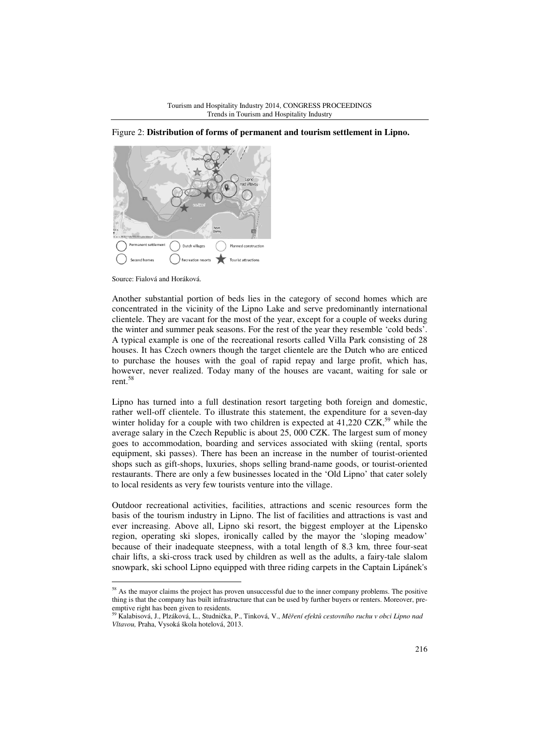Figure 2: **Distribution of forms of permanent and tourism settlement in Lipno.**

Source: Fialová and Horáková.

Another substantial portion of beds lies in the category of second homes which are concentrated in the vicinity of the Lipno Lake and serve predominantly international clientele. They are vacant for the most of the year, except for a couple of weeks during the winter and summer peak seasons. For the rest of the year they resemble 'cold beds'. A typical example is one of the recreational resorts called Villa Park consisting of 28 houses. It has Czech owners though the target clientele are the Dutch who are enticed to purchase the houses with the goal of rapid repay and large profit, which has, however, never realized. Today many of the houses are vacant, waiting for sale or rent.[58]

Lipno has turned into a full destination resort targeting both foreign and domestic, rather well-off clientele. To illustrate this statement, the expenditure for a seven-day winter holiday for a couple with two children is expected at 41,220 CZK,[59] while the average salary in the Czech Republic is about 25, 000 CZK. The largest sum of money goes to accommodation, boarding and services associated with skiing (rental, sports equipment, ski passes). There has been an increase in the number of tourist-oriented shops such as gift-shops, luxuries, shops selling brand-name goods, or tourist-oriented restaurants. There are only a few businesses located in the 'Old Lipno' that cater solely to local residents as very few tourists venture into the village.

Outdoor recreational activities, facilities, attractions and scenic resources form the basis of the tourism industry in Lipno. The list of facilities and attractions is vast and ever increasing. Above all, Lipno ski resort, the biggest employer at the Lipensko region, operating ski slopes, ironically called by the mayor the 'sloping meadow' because of their inadequate steepness, with a total length of 8.3 km, three four-seat chair lifts, a ski-cross track used by children as well as the adults, a fairy-tale slalom snowpark, ski school Lipno equipped with three riding carpets in the Captain Lipánek's

---

[58] As the mayor claims the project has proven unsuccessful due to the inner company problems. The positive thing is that the company has built infrastructure that can be used by further buyers or renters. Moreover, pre-emptive right has been given to residents.

[59] Kalabisová, J., Plzáková, L., Studnička, P., Tinková, V., *Měření efektů cestovního ruchu v obci Lipno nad Vltavou,* Praha, Vysoká škola hotelová, 2013.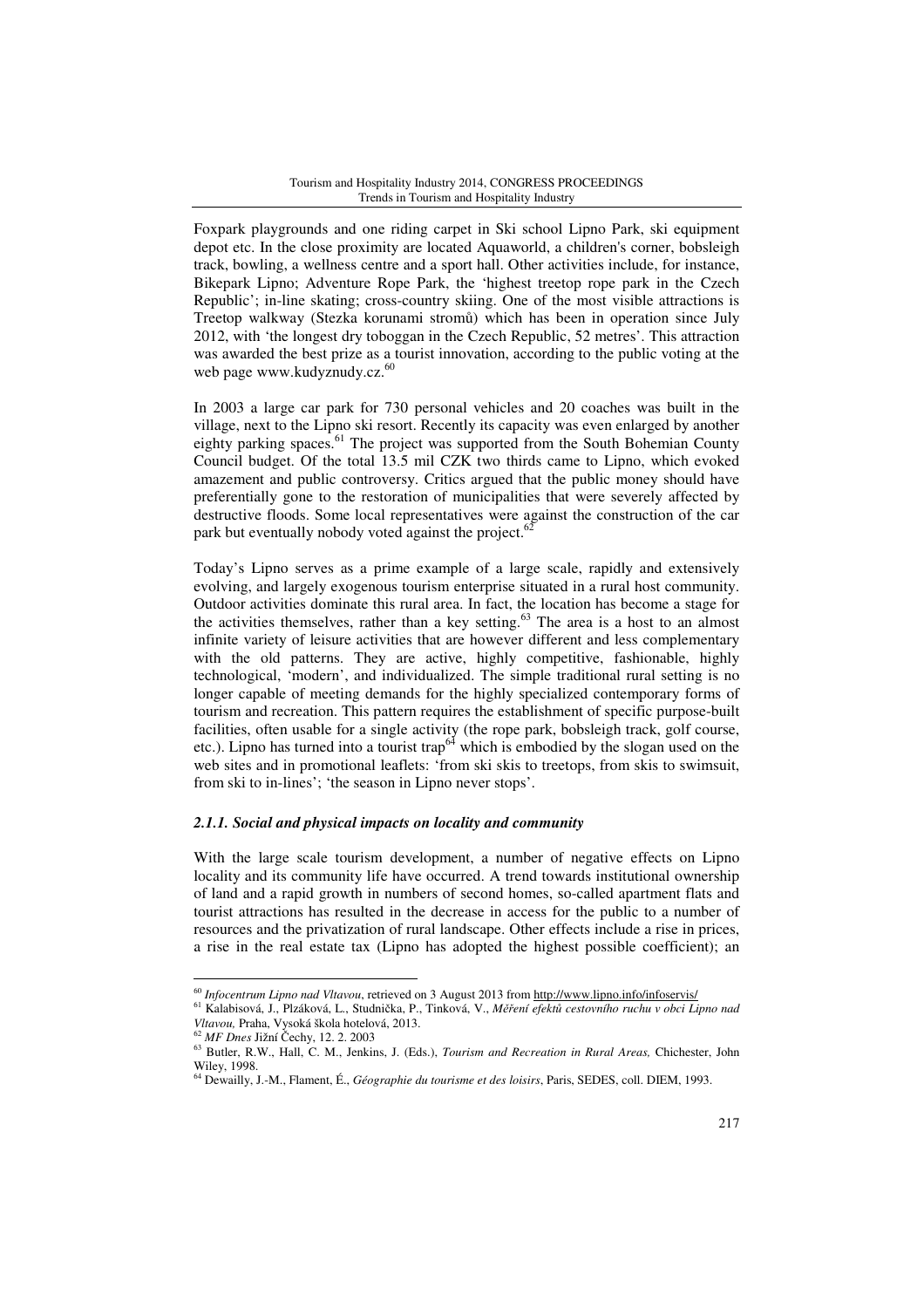Foxpark playgrounds and one riding carpet in Ski school Lipno Park, ski equipment depot etc. In the close proximity are located Aquaworld, a children's corner, bobsleigh track, bowling, a wellness centre and a sport hall. Other activities include, for instance, Bikepark Lipno; Adventure Rope Park, the 'highest treetop rope park in the Czech Republic'; in-line skating; cross-country skiing. One of the most visible attractions is Treetop walkway (Stezka korunami stromů) which has been in operation since July 2012, with 'the longest dry toboggan in the Czech Republic, 52 metres'. This attraction was awarded the best prize as a tourist innovation, according to the public voting at the web page www.kudyznudy.cz.[60]

In 2003 a large car park for 730 personal vehicles and 20 coaches was built in the village, next to the Lipno ski resort. Recently its capacity was even enlarged by another eighty parking spaces.[61] The project was supported from the South Bohemian County Council budget. Of the total 13.5 mil CZK two thirds came to Lipno, which evoked amazement and public controversy. Critics argued that the public money should have preferentially gone to the restoration of municipalities that were severely affected by destructive floods. Some local representatives were against the construction of the car park but eventually nobody voted against the project.[62]

Today's Lipno serves as a prime example of a large scale, rapidly and extensively evolving, and largely exogenous tourism enterprise situated in a rural host community. Outdoor activities dominate this rural area. In fact, the location has become a stage for the activities themselves, rather than a key setting.[63] The area is a host to an almost infinite variety of leisure activities that are however different and less complementary with the old patterns. They are active, highly competitive, fashionable, highly technological, 'modern', and individualized. The simple traditional rural setting is no longer capable of meeting demands for the highly specialized contemporary forms of tourism and recreation. This pattern requires the establishment of specific purpose-built facilities, often usable for a single activity (the rope park, bobsleigh track, golf course, etc.). Lipno has turned into a tourist trap[64] which is embodied by the slogan used on the web sites and in promotional leaflets: 'from ski skis to treetops, from skis to swimsuit, from ski to in-lines'; 'the season in Lipno never stops'.

### *2.1.1. Social and physical impacts on locality and community*

With the large scale tourism development, a number of negative effects on Lipno locality and its community life have occurred. A trend towards institutional ownership of land and a rapid growth in numbers of second homes, so-called apartment flats and tourist attractions has resulted in the decrease in access for the public to a number of resources and the privatization of rural landscape. Other effects include a rise in prices, a rise in the real estate tax (Lipno has adopted the highest possible coefficient); an

---

[60] *Infocentrum Lipno nad Vltavou*, retrieved on 3 August 2013 from http://www.lipno.info/infoservis/

[61] Kalabisová, J., Plzáková, L., Studnička, P., Tinková, V., *Měření efektů cestovního ruchu v obci Lipno nad Vltavou,* Praha, Vysoká škola hotelová, 2013.

[62] *MF Dnes* Jižní Čechy, 12. 2. 2003

[63] Butler, R.W., Hall, C. M., Jenkins, J. (Eds.), *Tourism and Recreation in Rural Areas,* Chichester, John Wiley, 1998.

[64] Dewailly, J.-M., Flament, É., *Géographie du tourisme et des loisirs*, Paris, SEDES, coll. DIEM, 1993.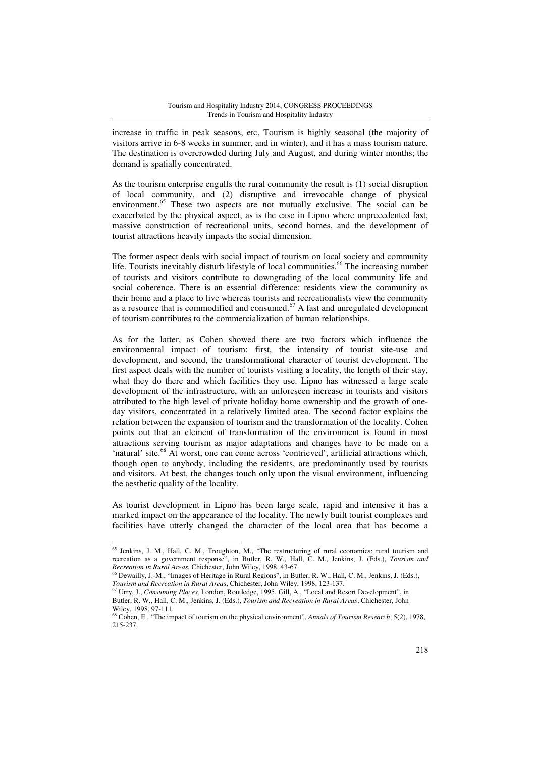increase in traffic in peak seasons, etc. Tourism is highly seasonal (the majority of visitors arrive in 6-8 weeks in summer, and in winter), and it has a mass tourism nature. The destination is overcrowded during July and August, and during winter months; the demand is spatially concentrated.

As the tourism enterprise engulfs the rural community the result is (1) social disruption of local community, and (2) disruptive and irrevocable change of physical environment.[65] These two aspects are not mutually exclusive. The social can be exacerbated by the physical aspect, as is the case in Lipno where unprecedented fast, massive construction of recreational units, second homes, and the development of tourist attractions heavily impacts the social dimension.

The former aspect deals with social impact of tourism on local society and community life. Tourists inevitably disturb lifestyle of local communities.[66] The increasing number of tourists and visitors contribute to downgrading of the local community life and social coherence. There is an essential difference: residents view the community as their home and a place to live whereas tourists and recreationalists view the community as a resource that is commodified and consumed.[67] A fast and unregulated development of tourism contributes to the commercialization of human relationships.

As for the latter, as Cohen showed there are two factors which influence the environmental impact of tourism: first, the intensity of tourist site-use and development, and second, the transformational character of tourist development. The first aspect deals with the number of tourists visiting a locality, the length of their stay, what they do there and which facilities they use. Lipno has witnessed a large scale development of the infrastructure, with an unforeseen increase in tourists and visitors attributed to the high level of private holiday home ownership and the growth of one-day visitors, concentrated in a relatively limited area. The second factor explains the relation between the expansion of tourism and the transformation of the locality. Cohen points out that an element of transformation of the environment is found in most attractions serving tourism as major adaptations and changes have to be made on a 'natural' site.[68] At worst, one can come across 'contrieved', artificial attractions which, though open to anybody, including the residents, are predominantly used by tourists and visitors. At best, the changes touch only upon the visual environment, influencing the aesthetic quality of the locality.

As tourist development in Lipno has been large scale, rapid and intensive it has a marked impact on the appearance of the locality. The newly built tourist complexes and facilities have utterly changed the character of the local area that has become a

---

[65] Jenkins, J. M., Hall, C. M., Troughton, M., "The restructuring of rural economies: rural tourism and recreation as a government response", in Butler, R. W., Hall, C. M., Jenkins, J. (Eds.), *Tourism and Recreation in Rural Areas*, Chichester, John Wiley, 1998, 43-67.

[66] Dewailly, J.-M., "Images of Heritage in Rural Regions", in Butler, R. W., Hall, C. M., Jenkins, J. (Eds.), *Tourism and Recreation in Rural Areas*, Chichester, John Wiley, 1998, 123-137.

[67] Urry, J., *Consuming Places,* London, Routledge, 1995. Gill, A., "Local and Resort Development", in Butler, R. W., Hall, C. M., Jenkins, J. (Eds.), *Tourism and Recreation in Rural Areas*, Chichester, John Wiley, 1998, 97-111.

[68] Cohen, E., "The impact of tourism on the physical environment", *Annals of Tourism Research*, 5(2), 1978, 215-237.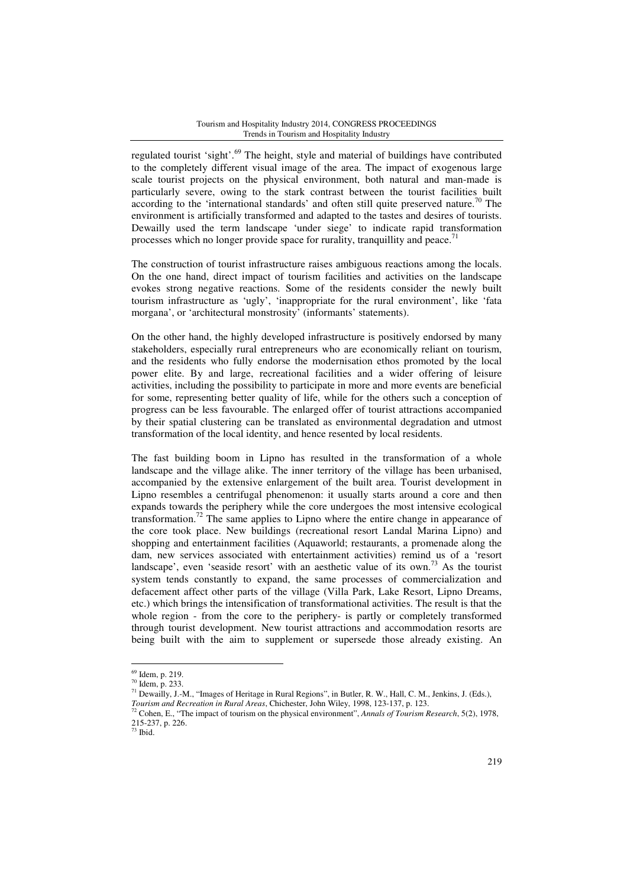regulated tourist 'sight'.[69] The height, style and material of buildings have contributed to the completely different visual image of the area. The impact of exogenous large scale tourist projects on the physical environment, both natural and man-made is particularly severe, owing to the stark contrast between the tourist facilities built according to the 'international standards' and often still quite preserved nature.[70] The environment is artificially transformed and adapted to the tastes and desires of tourists. Dewailly used the term landscape 'under siege' to indicate rapid transformation processes which no longer provide space for rurality, tranquillity and peace.[71]

The construction of tourist infrastructure raises ambiguous reactions among the locals. On the one hand, direct impact of tourism facilities and activities on the landscape evokes strong negative reactions. Some of the residents consider the newly built tourism infrastructure as 'ugly', 'inappropriate for the rural environment', like 'fata morgana', or 'architectural monstrosity' (informants' statements).

On the other hand, the highly developed infrastructure is positively endorsed by many stakeholders, especially rural entrepreneurs who are economically reliant on tourism, and the residents who fully endorse the modernisation ethos promoted by the local power elite. By and large, recreational facilities and a wider offering of leisure activities, including the possibility to participate in more and more events are beneficial for some, representing better quality of life, while for the others such a conception of progress can be less favourable. The enlarged offer of tourist attractions accompanied by their spatial clustering can be translated as environmental degradation and utmost transformation of the local identity, and hence resented by local residents.

The fast building boom in Lipno has resulted in the transformation of a whole landscape and the village alike. The inner territory of the village has been urbanised, accompanied by the extensive enlargement of the built area. Tourist development in Lipno resembles a centrifugal phenomenon: it usually starts around a core and then expands towards the periphery while the core undergoes the most intensive ecological transformation.[72] The same applies to Lipno where the entire change in appearance of the core took place. New buildings (recreational resort Landal Marina Lipno) and shopping and entertainment facilities (Aquaworld; restaurants, a promenade along the dam, new services associated with entertainment activities) remind us of a 'resort landscape', even 'seaside resort' with an aesthetic value of its own.[73] As the tourist system tends constantly to expand, the same processes of commercialization and defacement affect other parts of the village (Villa Park, Lake Resort, Lipno Dreams, etc.) which brings the intensification of transformational activities. The result is that the whole region - from the core to the periphery- is partly or completely transformed through tourist development. New tourist attractions and accommodation resorts are being built with the aim to supplement or supersede those already existing. An

---

[69] Idem, p. 219.

[70] Idem, p. 233.

[71] Dewailly, J.-M., "Images of Heritage in Rural Regions", in Butler, R. W., Hall, C. M., Jenkins, J. (Eds.), *Tourism and Recreation in Rural Areas*, Chichester, John Wiley, 1998, 123-137, p. 123.

[72] Cohen, E., "The impact of tourism on the physical environment", *Annals of Tourism Research*, 5(2), 1978, 215-237, p. 226.

[73] Ibid.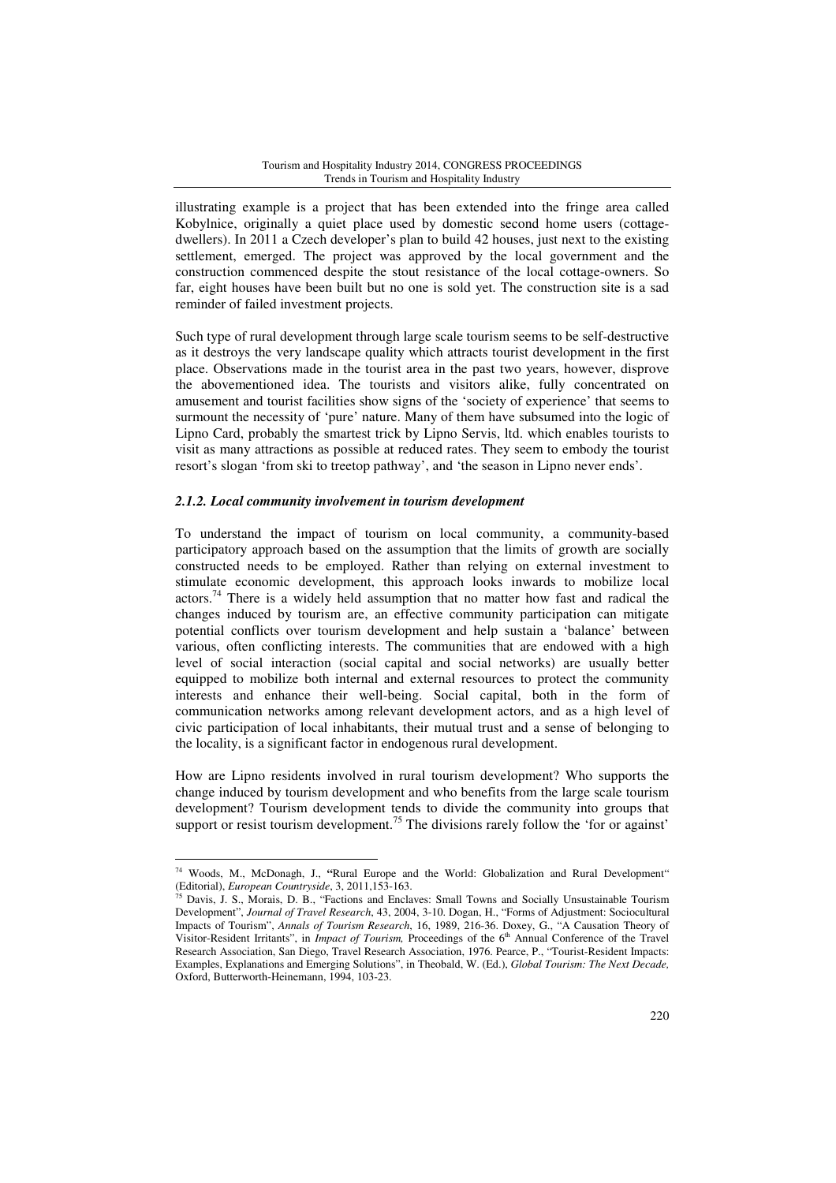illustrating example is a project that has been extended into the fringe area called Kobylnice, originally a quiet place used by domestic second home users (cottage-dwellers). In 2011 a Czech developer's plan to build 42 houses, just next to the existing settlement, emerged. The project was approved by the local government and the construction commenced despite the stout resistance of the local cottage-owners. So far, eight houses have been built but no one is sold yet. The construction site is a sad reminder of failed investment projects.

Such type of rural development through large scale tourism seems to be self-destructive as it destroys the very landscape quality which attracts tourist development in the first place. Observations made in the tourist area in the past two years, however, disprove the abovementioned idea. The tourists and visitors alike, fully concentrated on amusement and tourist facilities show signs of the 'society of experience' that seems to surmount the necessity of 'pure' nature. Many of them have subsumed into the logic of Lipno Card, probably the smartest trick by Lipno Servis, ltd. which enables tourists to visit as many attractions as possible at reduced rates. They seem to embody the tourist resort's slogan 'from ski to treetop pathway', and 'the season in Lipno never ends'.

### *2.1.2. Local community involvement in tourism development*

To understand the impact of tourism on local community, a community-based participatory approach based on the assumption that the limits of growth are socially constructed needs to be employed. Rather than relying on external investment to stimulate economic development, this approach looks inwards to mobilize local actors.[74] There is a widely held assumption that no matter how fast and radical the changes induced by tourism are, an effective community participation can mitigate potential conflicts over tourism development and help sustain a 'balance' between various, often conflicting interests. The communities that are endowed with a high level of social interaction (social capital and social networks) are usually better equipped to mobilize both internal and external resources to protect the community interests and enhance their well-being. Social capital, both in the form of communication networks among relevant development actors, and as a high level of civic participation of local inhabitants, their mutual trust and a sense of belonging to the locality, is a significant factor in endogenous rural development.

How are Lipno residents involved in rural tourism development? Who supports the change induced by tourism development and who benefits from the large scale tourism development? Tourism development tends to divide the community into groups that support or resist tourism development.[75] The divisions rarely follow the 'for or against'

---

[74] Woods, M., McDonagh, J., "Rural Europe and the World: Globalization and Rural Development" (Editorial), *European Countryside*, 3, 2011,153-163.

[75] Davis, J. S., Morais, D. B., "Factions and Enclaves: Small Towns and Socially Unsustainable Tourism Development", *Journal of Travel Research*, 43, 2004, 3-10. Dogan, H., "Forms of Adjustment: Sociocultural Impacts of Tourism", *Annals of Tourism Research*, 16, 1989, 216-36. Doxey, G., "A Causation Theory of Visitor-Resident Irritants", in *Impact of Tourism,* Proceedings of the 6th Annual Conference of the Travel Research Association, San Diego, Travel Research Association, 1976. Pearce, P., "Tourist-Resident Impacts: Examples, Explanations and Emerging Solutions", in Theobald, W. (Ed.), *Global Tourism: The Next Decade,* Oxford, Butterworth-Heinemann, 1994, 103-23.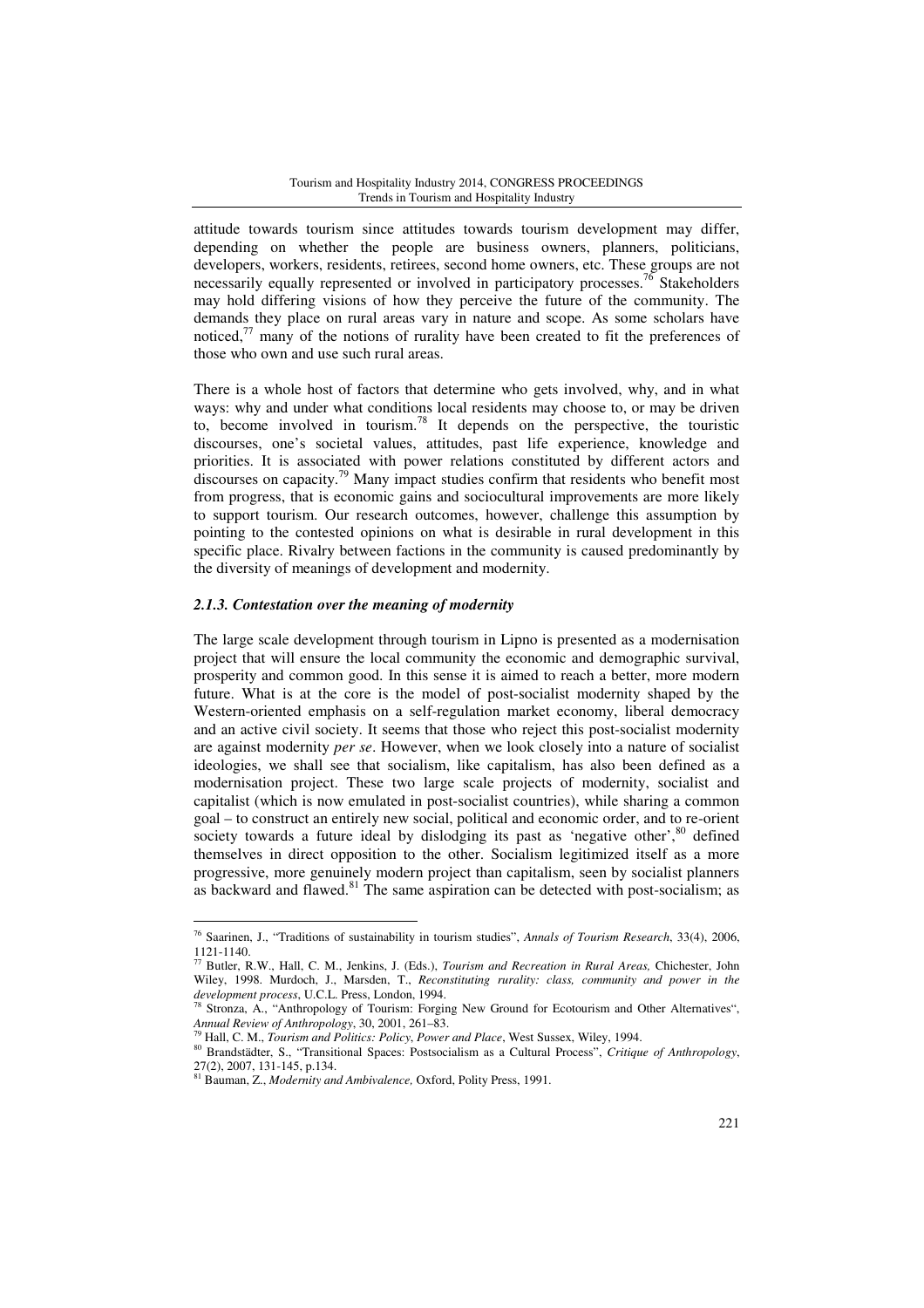attitude towards tourism since attitudes towards tourism development may differ, depending on whether the people are business owners, planners, politicians, developers, workers, residents, retirees, second home owners, etc. These groups are not necessarily equally represented or involved in participatory processes.[76] Stakeholders may hold differing visions of how they perceive the future of the community. The demands they place on rural areas vary in nature and scope. As some scholars have noticed,[77] many of the notions of rurality have been created to fit the preferences of those who own and use such rural areas.

There is a whole host of factors that determine who gets involved, why, and in what ways: why and under what conditions local residents may choose to, or may be driven to, become involved in tourism.[78] It depends on the perspective, the touristic discourses, one's societal values, attitudes, past life experience, knowledge and priorities. It is associated with power relations constituted by different actors and discourses on capacity.[79] Many impact studies confirm that residents who benefit most from progress, that is economic gains and sociocultural improvements are more likely to support tourism. Our research outcomes, however, challenge this assumption by pointing to the contested opinions on what is desirable in rural development in this specific place. Rivalry between factions in the community is caused predominantly by the diversity of meanings of development and modernity.

#### *2.1.3. Contestation over the meaning of modernity*

The large scale development through tourism in Lipno is presented as a modernisation project that will ensure the local community the economic and demographic survival, prosperity and common good. In this sense it is aimed to reach a better, more modern future. What is at the core is the model of post-socialist modernity shaped by the Western-oriented emphasis on a self-regulation market economy, liberal democracy and an active civil society. It seems that those who reject this post-socialist modernity are against modernity *per se*. However, when we look closely into a nature of socialist ideologies, we shall see that socialism, like capitalism, has also been defined as a modernisation project. These two large scale projects of modernity, socialist and capitalist (which is now emulated in post-socialist countries), while sharing a common goal – to construct an entirely new social, political and economic order, and to re-orient society towards a future ideal by dislodging its past as 'negative other',[80] defined themselves in direct opposition to the other. Socialism legitimized itself as a more progressive, more genuinely modern project than capitalism, seen by socialist planners as backward and flawed.[81] The same aspiration can be detected with post-socialism; as

---

[76] Saarinen, J., "Traditions of sustainability in tourism studies", *Annals of Tourism Research*, 33(4), 2006, 1121-1140.

[77] Butler, R.W., Hall, C. M., Jenkins, J. (Eds.), *Tourism and Recreation in Rural Areas,* Chichester, John Wiley, 1998. Murdoch, J., Marsden, T., *Reconstituting rurality: class, community and power in the development process*, U.C.L. Press, London, 1994.

[78] Stronza, A., "Anthropology of Tourism: Forging New Ground for Ecotourism and Other Alternatives", *Annual Review of Anthropology*, 30, 2001, 261–83.

[79] Hall, C. M., *Tourism and Politics: Policy, Power and Place*, West Sussex, Wiley, 1994.

[80] Brandstädter, S., "Transitional Spaces: Postsocialism as a Cultural Process", *Critique of Anthropology*, 27(2), 2007, 131-145, p.134.

[81] Bauman, Z., *Modernity and Ambivalence,* Oxford, Polity Press, 1991.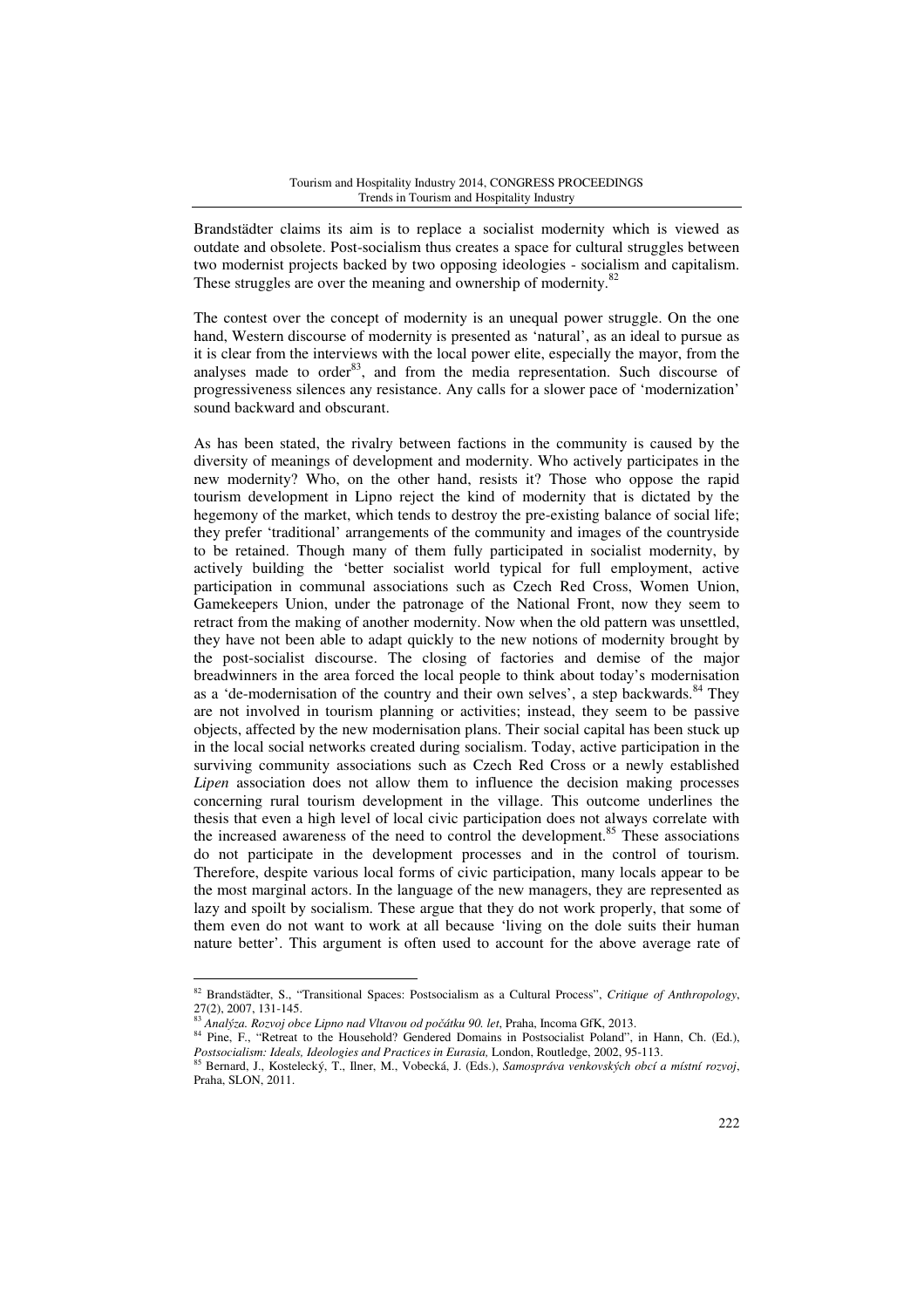Brandstädter claims its aim is to replace a socialist modernity which is viewed as outdate and obsolete. Post-socialism thus creates a space for cultural struggles between two modernist projects backed by two opposing ideologies - socialism and capitalism. These struggles are over the meaning and ownership of modernity.[82]

The contest over the concept of modernity is an unequal power struggle. On the one hand, Western discourse of modernity is presented as 'natural', as an ideal to pursue as it is clear from the interviews with the local power elite, especially the mayor, from the analyses made to order[83], and from the media representation. Such discourse of progressiveness silences any resistance. Any calls for a slower pace of 'modernization' sound backward and obscurant.

As has been stated, the rivalry between factions in the community is caused by the diversity of meanings of development and modernity. Who actively participates in the new modernity? Who, on the other hand, resists it? Those who oppose the rapid tourism development in Lipno reject the kind of modernity that is dictated by the hegemony of the market, which tends to destroy the pre-existing balance of social life; they prefer 'traditional' arrangements of the community and images of the countryside to be retained. Though many of them fully participated in socialist modernity, by actively building the 'better socialist world typical for full employment, active participation in communal associations such as Czech Red Cross, Women Union, Gamekeepers Union, under the patronage of the National Front, now they seem to retract from the making of another modernity. Now when the old pattern was unsettled, they have not been able to adapt quickly to the new notions of modernity brought by the post-socialist discourse. The closing of factories and demise of the major breadwinners in the area forced the local people to think about today's modernisation as a 'de-modernisation of the country and their own selves', a step backwards.[84] They are not involved in tourism planning or activities; instead, they seem to be passive objects, affected by the new modernisation plans. Their social capital has been stuck up in the local social networks created during socialism. Today, active participation in the surviving community associations such as Czech Red Cross or a newly established *Lipen* association does not allow them to influence the decision making processes concerning rural tourism development in the village. This outcome underlines the thesis that even a high level of local civic participation does not always correlate with the increased awareness of the need to control the development.[85] These associations do not participate in the development processes and in the control of tourism. Therefore, despite various local forms of civic participation, many locals appear to be the most marginal actors. In the language of the new managers, they are represented as lazy and spoilt by socialism. These argue that they do not work properly, that some of them even do not want to work at all because 'living on the dole suits their human nature better'. This argument is often used to account for the above average rate of

---

[82] Brandstädter, S., "Transitional Spaces: Postsocialism as a Cultural Process", *Critique of Anthropology*, 27(2), 2007, 131-145.

[83] *Analýza. Rozvoj obce Lipno nad Vltavou od počátku 90. let*, Praha, Incoma GfK, 2013.

[84] Pine, F., "Retreat to the Household? Gendered Domains in Postsocialist Poland", in Hann, Ch. (Ed.), *Postsocialism: Ideals, Ideologies and Practices in Eurasia,* London, Routledge, 2002, 95-113.

[85] Bernard, J., Kostelecký, T., Ilner, M., Vobecká, J. (Eds.), *Samospráva venkovských obcí a místní rozvoj*, Praha, SLON, 2011.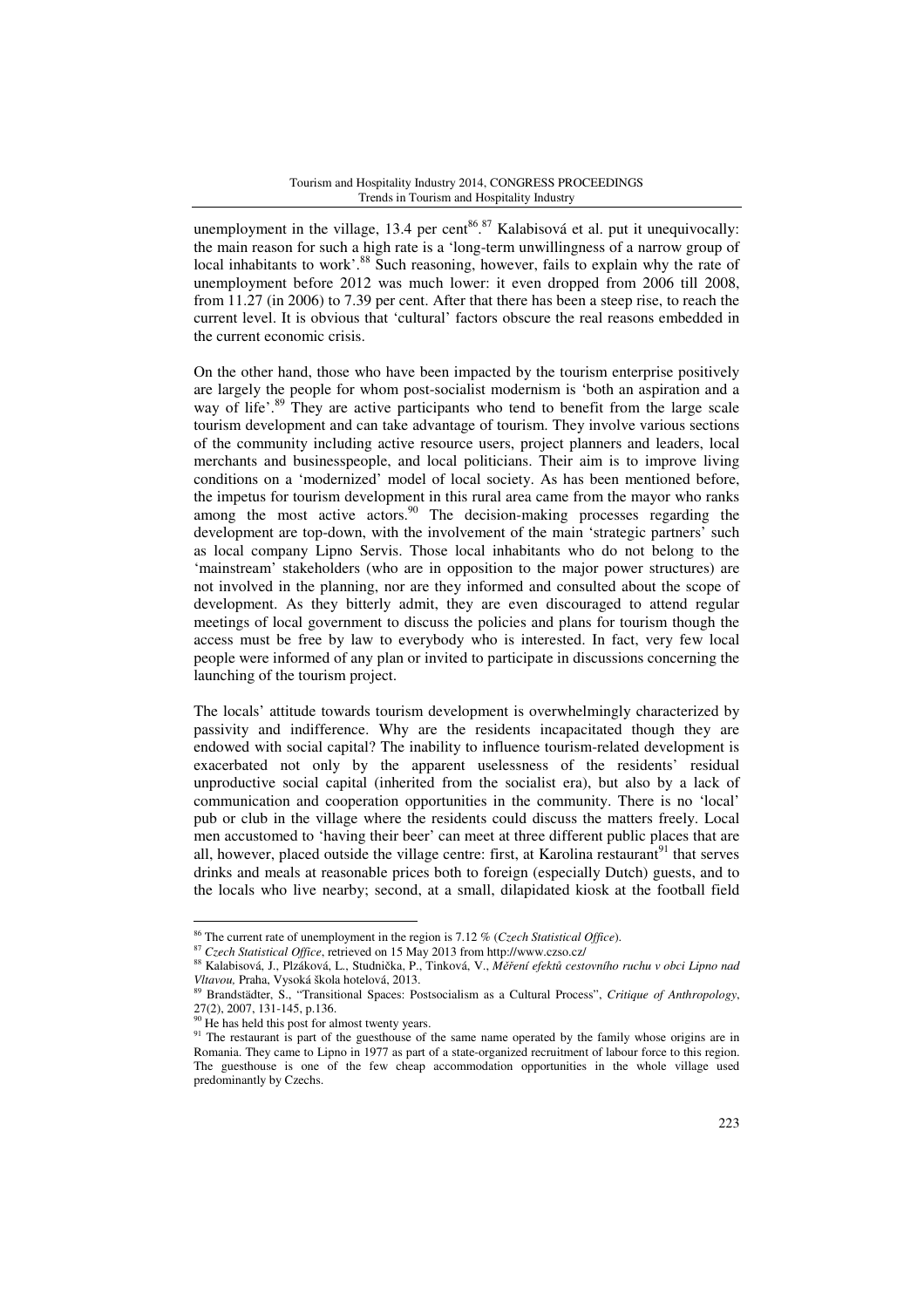unemployment in the village, 13.4 per cent[86].[87] Kalabisová et al. put it unequivocally: the main reason for such a high rate is a 'long-term unwillingness of a narrow group of local inhabitants to work'.[88] Such reasoning, however, fails to explain why the rate of unemployment before 2012 was much lower: it even dropped from 2006 till 2008, from 11.27 (in 2006) to 7.39 per cent. After that there has been a steep rise, to reach the current level. It is obvious that 'cultural' factors obscure the real reasons embedded in the current economic crisis.

On the other hand, those who have been impacted by the tourism enterprise positively are largely the people for whom post-socialist modernism is 'both an aspiration and a way of life'.[89] They are active participants who tend to benefit from the large scale tourism development and can take advantage of tourism. They involve various sections of the community including active resource users, project planners and leaders, local merchants and businesspeople, and local politicians. Their aim is to improve living conditions on a 'modernized' model of local society. As has been mentioned before, the impetus for tourism development in this rural area came from the mayor who ranks among the most active actors.[90] The decision-making processes regarding the development are top-down, with the involvement of the main 'strategic partners' such as local company Lipno Servis. Those local inhabitants who do not belong to the 'mainstream' stakeholders (who are in opposition to the major power structures) are not involved in the planning, nor are they informed and consulted about the scope of development. As they bitterly admit, they are even discouraged to attend regular meetings of local government to discuss the policies and plans for tourism though the access must be free by law to everybody who is interested. In fact, very few local people were informed of any plan or invited to participate in discussions concerning the launching of the tourism project.

The locals' attitude towards tourism development is overwhelmingly characterized by passivity and indifference. Why are the residents incapacitated though they are endowed with social capital? The inability to influence tourism-related development is exacerbated not only by the apparent uselessness of the residents' residual unproductive social capital (inherited from the socialist era), but also by a lack of communication and cooperation opportunities in the community. There is no 'local' pub or club in the village where the residents could discuss the matters freely. Local men accustomed to 'having their beer' can meet at three different public places that are all, however, placed outside the village centre: first, at Karolina restaurant[91] that serves drinks and meals at reasonable prices both to foreign (especially Dutch) guests, and to the locals who live nearby; second, at a small, dilapidated kiosk at the football field

---

[86] The current rate of unemployment in the region is 7.12 % (*Czech Statistical Office*).

[87] *Czech Statistical Office*, retrieved on 15 May 2013 from http://www.czso.cz/

[88] Kalabisová, J., Plzáková, L., Studnička, P., Tinková, V., *Měření efektů cestovního ruchu v obci Lipno nad Vltavou,* Praha, Vysoká škola hotelová, 2013.

[89] Brandstädter, S., "Transitional Spaces: Postsocialism as a Cultural Process", *Critique of Anthropology*, 27(2), 2007, 131-145, p.136.

[90] He has held this post for almost twenty years.

[91] The restaurant is part of the guesthouse of the same name operated by the family whose origins are in Romania. They came to Lipno in 1977 as part of a state-organized recruitment of labour force to this region. The guesthouse is one of the few cheap accommodation opportunities in the whole village used predominantly by Czechs.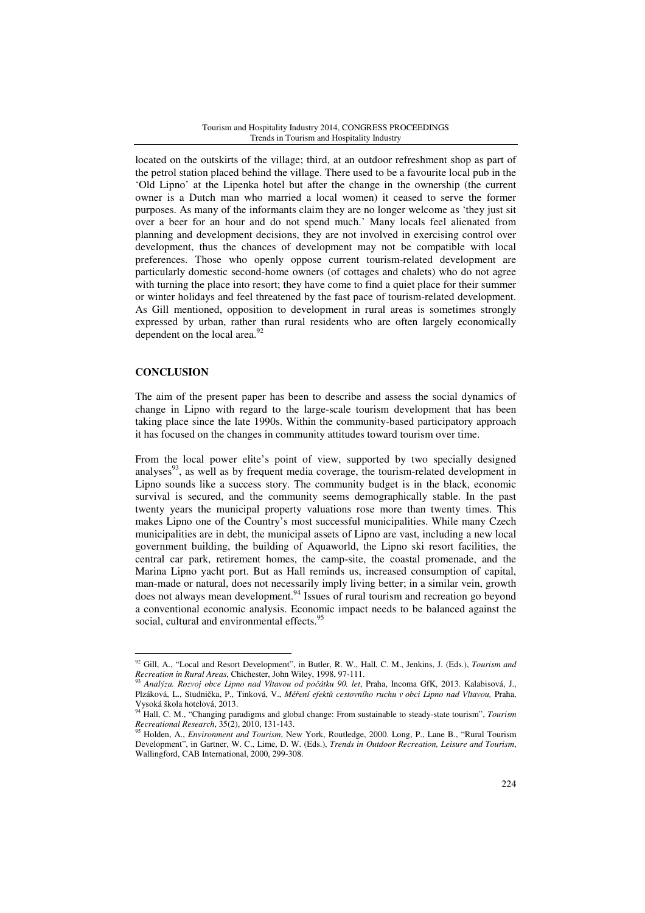located on the outskirts of the village; third, at an outdoor refreshment shop as part of the petrol station placed behind the village. There used to be a favourite local pub in the 'Old Lipno' at the Lipenka hotel but after the change in the ownership (the current owner is a Dutch man who married a local women) it ceased to serve the former purposes. As many of the informants claim they are no longer welcome as 'they just sit over a beer for an hour and do not spend much.' Many locals feel alienated from planning and development decisions, they are not involved in exercising control over development, thus the chances of development may not be compatible with local preferences. Those who openly oppose current tourism-related development are particularly domestic second-home owners (of cottages and chalets) who do not agree with turning the place into resort; they have come to find a quiet place for their summer or winter holidays and feel threatened by the fast pace of tourism-related development. As Gill mentioned, opposition to development in rural areas is sometimes strongly expressed by urban, rather than rural residents who are often largely economically dependent on the local area.[92]

## CONCLUSION

The aim of the present paper has been to describe and assess the social dynamics of change in Lipno with regard to the large-scale tourism development that has been taking place since the late 1990s. Within the community-based participatory approach it has focused on the changes in community attitudes toward tourism over time.

From the local power elite's point of view, supported by two specially designed analyses[93], as well as by frequent media coverage, the tourism-related development in Lipno sounds like a success story. The community budget is in the black, economic survival is secured, and the community seems demographically stable. In the past twenty years the municipal property valuations rose more than twenty times. This makes Lipno one of the Country's most successful municipalities. While many Czech municipalities are in debt, the municipal assets of Lipno are vast, including a new local government building, the building of Aquaworld, the Lipno ski resort facilities, the central car park, retirement homes, the camp-site, the coastal promenade, and the Marina Lipno yacht port. But as Hall reminds us, increased consumption of capital, man-made or natural, does not necessarily imply living better; in a similar vein, growth does not always mean development.[94] Issues of rural tourism and recreation go beyond a conventional economic analysis. Economic impact needs to be balanced against the social, cultural and environmental effects.[95]

---

[92] Gill, A., "Local and Resort Development", in Butler, R. W., Hall, C. M., Jenkins, J. (Eds.), *Tourism and Recreation in Rural Areas*, Chichester, John Wiley, 1998, 97-111.

[93] *Analýza. Rozvoj obce Lipno nad Vltavou od počátku 90. let*, Praha, Incoma GfK, 2013. Kalabisová, J., Plzáková, L., Studnička, P., Tinková, V., *Měření efektů cestovního ruchu v obci Lipno nad Vltavou,* Praha, Vysoká škola hotelová, 2013.

[94] Hall, C. M., "Changing paradigms and global change: From sustainable to steady-state tourism", *Tourism Recreational Research*, 35(2), 2010, 131-143.

[95] Holden, A., *Environment and Tourism*, New York, Routledge, 2000. Long, P., Lane B., "Rural Tourism Development", in Gartner, W. C., Lime, D. W. (Eds.), *Trends in Outdoor Recreation, Leisure and Tourism*, Wallingford, CAB International, 2000, 299-308.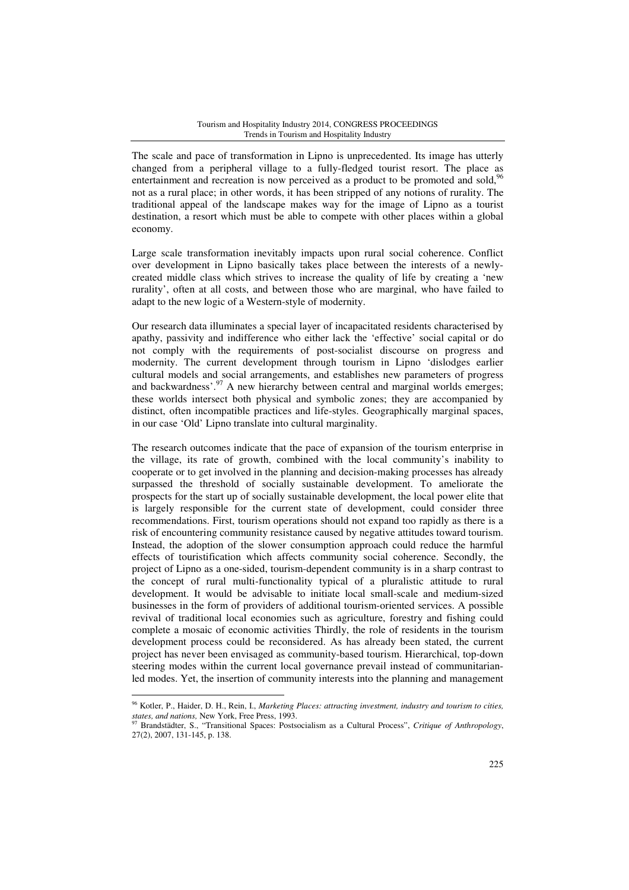The scale and pace of transformation in Lipno is unprecedented. Its image has utterly changed from a peripheral village to a fully-fledged tourist resort. The place as entertainment and recreation is now perceived as a product to be promoted and sold,[96] not as a rural place; in other words, it has been stripped of any notions of rurality. The traditional appeal of the landscape makes way for the image of Lipno as a tourist destination, a resort which must be able to compete with other places within a global economy.

Large scale transformation inevitably impacts upon rural social coherence. Conflict over development in Lipno basically takes place between the interests of a newly-created middle class which strives to increase the quality of life by creating a 'new rurality', often at all costs, and between those who are marginal, who have failed to adapt to the new logic of a Western-style of modernity.

Our research data illuminates a special layer of incapacitated residents characterised by apathy, passivity and indifference who either lack the 'effective' social capital or do not comply with the requirements of post-socialist discourse on progress and modernity. The current development through tourism in Lipno 'dislodges earlier cultural models and social arrangements, and establishes new parameters of progress and backwardness'.[97] A new hierarchy between central and marginal worlds emerges; these worlds intersect both physical and symbolic zones; they are accompanied by distinct, often incompatible practices and life-styles. Geographically marginal spaces, in our case 'Old' Lipno translate into cultural marginality.

The research outcomes indicate that the pace of expansion of the tourism enterprise in the village, its rate of growth, combined with the local community's inability to cooperate or to get involved in the planning and decision-making processes has already surpassed the threshold of socially sustainable development. To ameliorate the prospects for the start up of socially sustainable development, the local power elite that is largely responsible for the current state of development, could consider three recommendations. First, tourism operations should not expand too rapidly as there is a risk of encountering community resistance caused by negative attitudes toward tourism. Instead, the adoption of the slower consumption approach could reduce the harmful effects of touristification which affects community social coherence. Secondly, the project of Lipno as a one-sided, tourism-dependent community is in a sharp contrast to the concept of rural multi-functionality typical of a pluralistic attitude to rural development. It would be advisable to initiate local small-scale and medium-sized businesses in the form of providers of additional tourism-oriented services. A possible revival of traditional local economies such as agriculture, forestry and fishing could complete a mosaic of economic activities Thirdly, the role of residents in the tourism development process could be reconsidered. As has already been stated, the current project has never been envisaged as community-based tourism. Hierarchical, top-down steering modes within the current local governance prevail instead of communitarian-led modes. Yet, the insertion of community interests into the planning and management

---

[96] Kotler, P., Haider, D. H., Rein, I., *Marketing Places: attracting investment, industry and tourism to cities, states, and nations,* New York, Free Press, 1993.

[97] Brandstädter, S., "Transitional Spaces: Postsocialism as a Cultural Process", *Critique of Anthropology*, 27(2), 2007, 131-145, p. 138.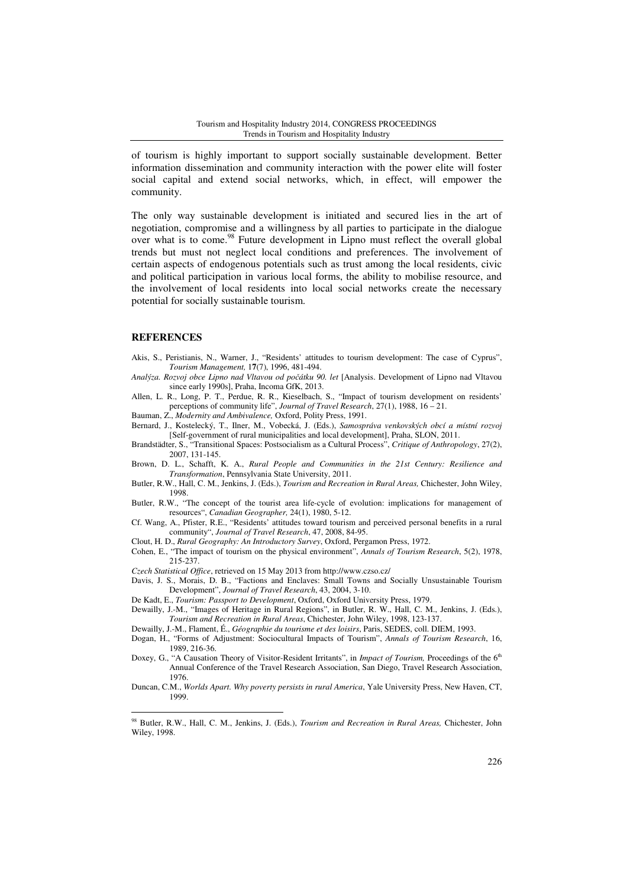of tourism is highly important to support socially sustainable development. Better information dissemination and community interaction with the power elite will foster social capital and extend social networks, which, in effect, will empower the community.

The only way sustainable development is initiated and secured lies in the art of negotiation, compromise and a willingness by all parties to participate in the dialogue over what is to come.[98] Future development in Lipno must reflect the overall global trends but must not neglect local conditions and preferences. The involvement of certain aspects of endogenous potentials such as trust among the local residents, civic and political participation in various local forms, the ability to mobilise resource, and the involvement of local residents into local social networks create the necessary potential for socially sustainable tourism.

## REFERENCES

Akis, S., Peristianis, N., Warner, J., "Residents' attitudes to tourism development: The case of Cyprus", *Tourism Management,* 1**7**(7), 1996, 481-494.

*Analýza. Rozvoj obce Lipno nad Vltavou od počátku 90. let* [Analysis. Development of Lipno nad Vltavou since early 1990s], Praha, Incoma GfK, 2013.

Allen, L. R., Long, P. T., Perdue, R. R., Kieselbach, S., "Impact of tourism development on residents' perceptions of community life", *Journal of Travel Research*, 27(1), 1988, 16 – 21.

Bauman, Z., *Modernity and Ambivalence,* Oxford, Polity Press, 1991.

Bernard, J., Kostelecký, T., Ilner, M., Vobecká, J. (Eds.), *Samospráva venkovských obcí a místní rozvoj* [Self-government of rural municipalities and local development], Praha, SLON, 2011.

Brandstädter, S., "Transitional Spaces: Postsocialism as a Cultural Process", *Critique of Anthropology*, 27(2), 2007, 131-145.

Brown, D. L., Schafft, K. A., *Rural People and Communities in the 21st Century: Resilience and Transformation*, Pennsylvania State University, 2011.

Butler, R.W., Hall, C. M., Jenkins, J. (Eds.), *Tourism and Recreation in Rural Areas,* Chichester, John Wiley, 1998.

Butler, R.W., "The concept of the tourist area life-cycle of evolution: implications for management of resources", *Canadian Geographer,* 24(1), 1980, 5-12.

Cf. Wang, A., Pfister, R.E., "Residents' attitudes toward tourism and perceived personal benefits in a rural community", *Journal of Travel Research*, 47, 2008, 84-95.

Clout, H. D., *Rural Geography: An Introductory Survey*, Oxford, Pergamon Press, 1972.

Cohen, E., "The impact of tourism on the physical environment", *Annals of Tourism Research*, 5(2), 1978, 215-237.

*Czech Statistical Office*, retrieved on 15 May 2013 from http://www.czso.cz/

Davis, J. S., Morais, D. B., "Factions and Enclaves: Small Towns and Socially Unsustainable Tourism Development", *Journal of Travel Research*, 43, 2004, 3-10.

De Kadt, E., *Tourism: Passport to Development*, Oxford, Oxford University Press, 1979.

Dewailly, J.-M., "Images of Heritage in Rural Regions", in Butler, R. W., Hall, C. M., Jenkins, J. (Eds.), *Tourism and Recreation in Rural Areas*, Chichester, John Wiley, 1998, 123-137.

Dewailly, J.-M., Flament, É., *Géographie du tourisme et des loisirs*, Paris, SEDES, coll. DIEM, 1993.

Dogan, H., "Forms of Adjustment: Sociocultural Impacts of Tourism", *Annals of Tourism Research*, 16, 1989, 216-36.

Doxey, G., "A Causation Theory of Visitor-Resident Irritants", in *Impact of Tourism,* Proceedings of the 6th Annual Conference of the Travel Research Association, San Diego, Travel Research Association, 1976.

Duncan, C.M., *Worlds Apart. Why poverty persists in rural America*, Yale University Press, New Haven, CT, 1999.

---

[98] Butler, R.W., Hall, C. M., Jenkins, J. (Eds.), *Tourism and Recreation in Rural Areas,* Chichester, John Wiley, 1998.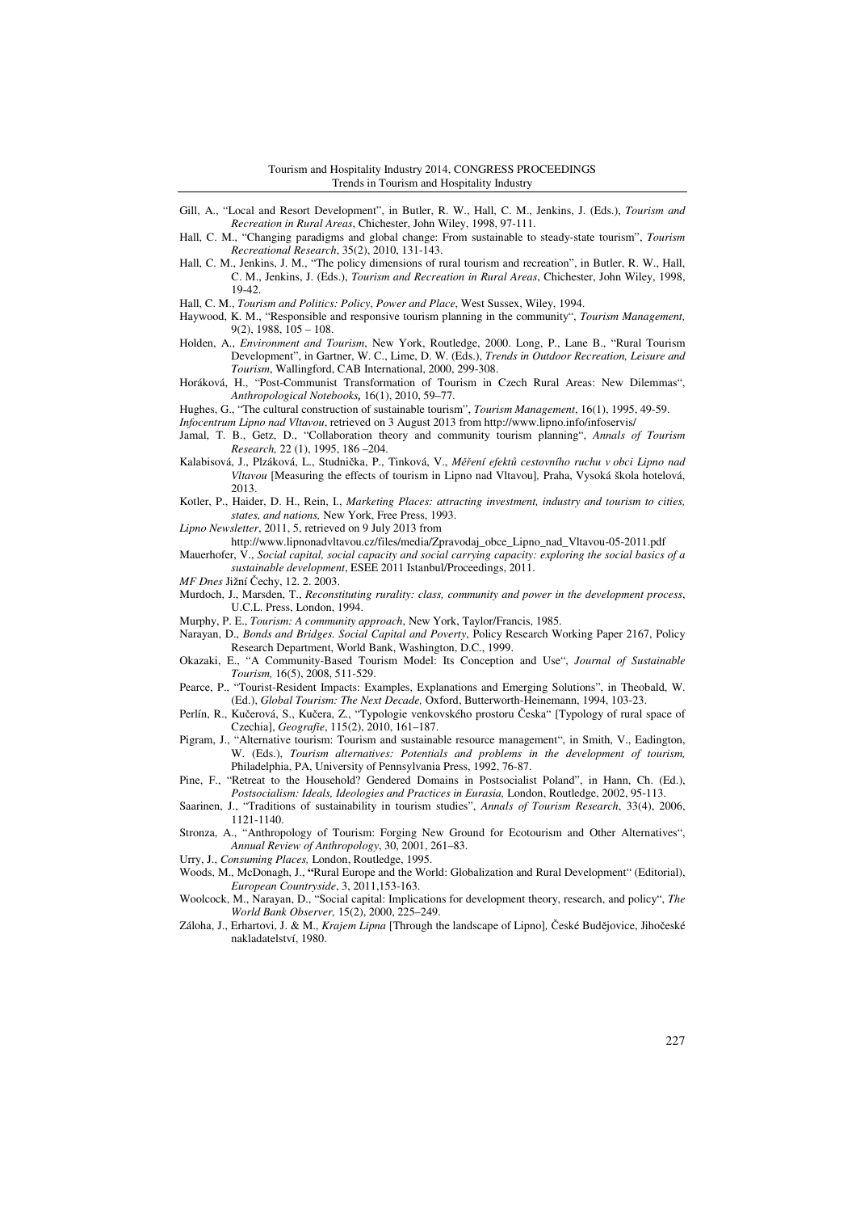Gill, A., "Local and Resort Development", in Butler, R. W., Hall, C. M., Jenkins, J. (Eds.), *Tourism and Recreation in Rural Areas*, Chichester, John Wiley, 1998, 97-111.

Hall, C. M., "Changing paradigms and global change: From sustainable to steady-state tourism", *Tourism Recreational Research*, 35(2), 2010, 131-143.

Hall, C. M., Jenkins, J. M., "The policy dimensions of rural tourism and recreation", in Butler, R. W., Hall, C. M., Jenkins, J. (Eds.), *Tourism and Recreation in Rural Areas*, Chichester, John Wiley, 1998, 19-42.

Hall, C. M., *Tourism and Politics: Policy*, *Power and Place*, West Sussex, Wiley, 1994.

Haywood, K. M., "Responsible and responsive tourism planning in the community", *Tourism Management,* 9(2), 1988, 105 – 108.

Holden, A., *Environment and Tourism*, New York, Routledge, 2000. Long, P., Lane B., "Rural Tourism Development", in Gartner, W. C., Lime, D. W. (Eds.), *Trends in Outdoor Recreation, Leisure and Tourism*, Wallingford, CAB International, 2000, 299-308.

Horáková, H., "Post-Communist Transformation of Tourism in Czech Rural Areas: New Dilemmas", *Anthropological Notebooks,* 16(1), 2010, 59–77.

Hughes, G., "The cultural construction of sustainable tourism", *Tourism Management*, 16(1), 1995, 49-59.

*Infocentrum Lipno nad Vltavou*, retrieved on 3 August 2013 from http://www.lipno.info/infoservis/

Jamal, T. B., Getz, D., "Collaboration theory and community tourism planning", *Annals of Tourism Research,* 22 (1), 1995, 186 –204.

Kalabisová, J., Plzáková, L., Studnička, P., Tinková, V., *Měření efektů cestovního ruchu v obci Lipno nad Vltavou* [Measuring the effects of tourism in Lipno nad Vltavou]*,* Praha, Vysoká škola hotelová, 2013.

Kotler, P., Haider, D. H., Rein, I., *Marketing Places: attracting investment, industry and tourism to cities, states, and nations,* New York, Free Press, 1993.

*Lipno Newsletter*, 2011, 5, retrieved on 9 July 2013 from http://www.lipnonadvltavou.cz/files/media/Zpravodaj_obce_Lipno_nad_Vltavou-05-2011.pdf

Mauerhofer, V., *Social capital, social capacity and social carrying capacity: exploring the social basics of a sustainable development*, ESEE 2011 Istanbul/Proceedings, 2011.

*MF Dnes* Jižní Čechy, 12. 2. 2003.

Murdoch, J., Marsden, T., *Reconstituting rurality: class, community and power in the development process*, U.C.L. Press, London, 1994.

Murphy, P. E., *Tourism: A community approach*, New York, Taylor/Francis, 1985.

Narayan, D., *Bonds and Bridges. Social Capital and Poverty*, Policy Research Working Paper 2167, Policy Research Department, World Bank, Washington, D.C., 1999.

Okazaki, E., "A Community-Based Tourism Model: Its Conception and Use", *Journal of Sustainable Tourism,* 16(5), 2008, 511-529.

Pearce, P., "Tourist-Resident Impacts: Examples, Explanations and Emerging Solutions", in Theobald, W. (Ed.), *Global Tourism: The Next Decade,* Oxford, Butterworth-Heinemann, 1994, 103-23.

Perlín, R., Kučerová, S., Kučera, Z., "Typologie venkovského prostoru Česka" [Typology of rural space of Czechia], *Geografie*, 115(2), 2010, 161–187.

Pigram, J., "Alternative tourism: Tourism and sustainable resource management", in Smith, V., Eadington, W. (Eds.), *Tourism alternatives: Potentials and problems in the development of tourism,* Philadelphia, PA, University of Pennsylvania Press, 1992, 76-87.

Pine, F., "Retreat to the Household? Gendered Domains in Postsocialist Poland", in Hann, Ch. (Ed.), *Postsocialism: Ideals, Ideologies and Practices in Eurasia,* London, Routledge, 2002, 95-113.

Saarinen, J., "Traditions of sustainability in tourism studies", *Annals of Tourism Research*, 33(4), 2006, 1121-1140.

Stronza, A., "Anthropology of Tourism: Forging New Ground for Ecotourism and Other Alternatives", *Annual Review of Anthropology*, 30, 2001, 261–83.

Urry, J., *Consuming Places,* London, Routledge, 1995.

Woods, M., McDonagh, J., "Rural Europe and the World: Globalization and Rural Development" (Editorial), *European Countryside*, 3, 2011,153-163.

Woolcock, M., Narayan, D., "Social capital: Implications for development theory, research, and policy", *The World Bank Observer,* 15(2), 2000, 225–249.

Záloha, J., Erhartovi, J. & M., *Krajem Lipna* [Through the landscape of Lipno]*,* České Budějovice, Jihočeské nakladatelství, 1980.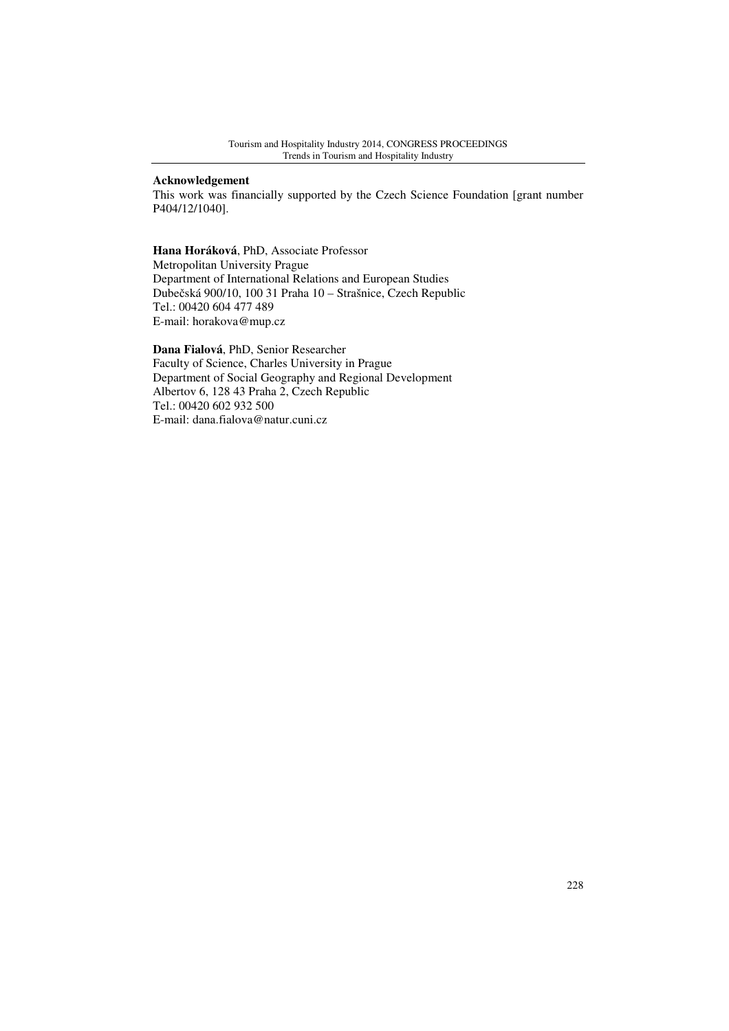**Acknowledgement**

This work was financially supported by the Czech Science Foundation [grant number P404/12/1040].

**Hana Horáková**, PhD, Associate Professor
Metropolitan University Prague
Department of International Relations and European Studies
Dubečská 900/10, 100 31 Praha 10 – Strašnice, Czech Republic
Tel.: 00420 604 477 489
E-mail: horakova@mup.cz

**Dana Fialová**, PhD, Senior Researcher
Faculty of Science, Charles University in Prague
Department of Social Geography and Regional Development
Albertov 6, 128 43 Praha 2, Czech Republic
Tel.: 00420 602 932 500
E-mail: dana.fialova@natur.cuni.cz